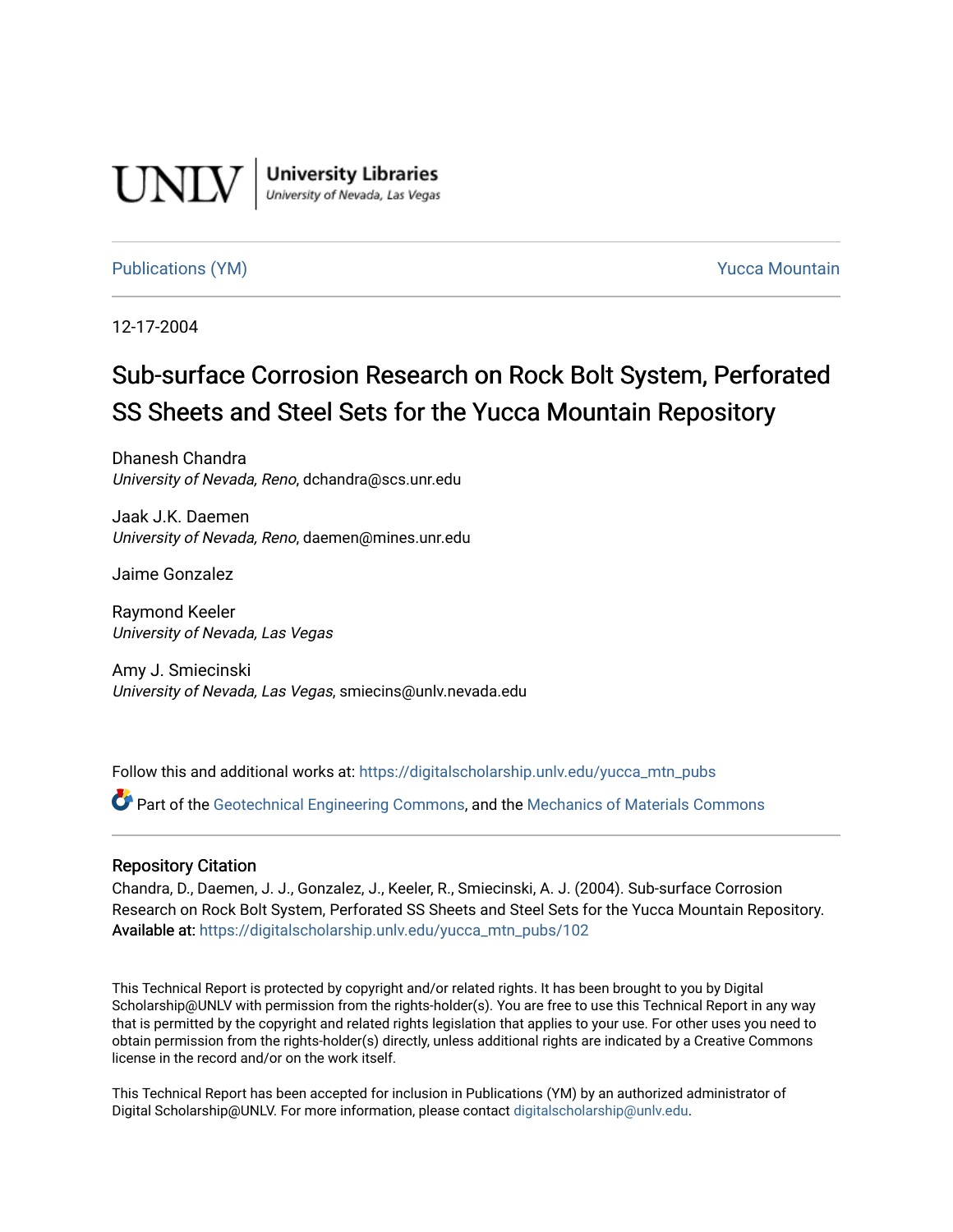UNLV | University Libraries
University of Nevada, Las Vegas

Publications (YM) Yucca Mountain

12-17-2004

# Sub-surface Corrosion Research on Rock Bolt System, Perforated SS Sheets and Steel Sets for the Yucca Mountain Repository

Dhanesh Chandra
*University of Nevada, Reno*, dchandra@scs.unr.edu

Jaak J.K. Daemen
*University of Nevada, Reno*, daemen@mines.unr.edu

Jaime Gonzalez

Raymond Keeler
*University of Nevada, Las Vegas*

Amy J. Smiecinski
*University of Nevada, Las Vegas*, smiecins@unlv.nevada.edu

Follow this and additional works at: https://digitalscholarship.unlv.edu/yucca_mtn_pubs

Part of the Geotechnical Engineering Commons, and the Mechanics of Materials Commons

## Repository Citation

Chandra, D., Daemen, J. J., Gonzalez, J., Keeler, R., Smiecinski, A. J. (2004). Sub-surface Corrosion Research on Rock Bolt System, Perforated SS Sheets and Steel Sets for the Yucca Mountain Repository.
Available at: https://digitalscholarship.unlv.edu/yucca_mtn_pubs/102

This Technical Report is protected by copyright and/or related rights. It has been brought to you by Digital Scholarship@UNLV with permission from the rights-holder(s). You are free to use this Technical Report in any way that is permitted by the copyright and related rights legislation that applies to your use. For other uses you need to obtain permission from the rights-holder(s) directly, unless additional rights are indicated by a Creative Commons license in the record and/or on the work itself.

This Technical Report has been accepted for inclusion in Publications (YM) by an authorized administrator of Digital Scholarship@UNLV. For more information, please contact digitalscholarship@unlv.edu.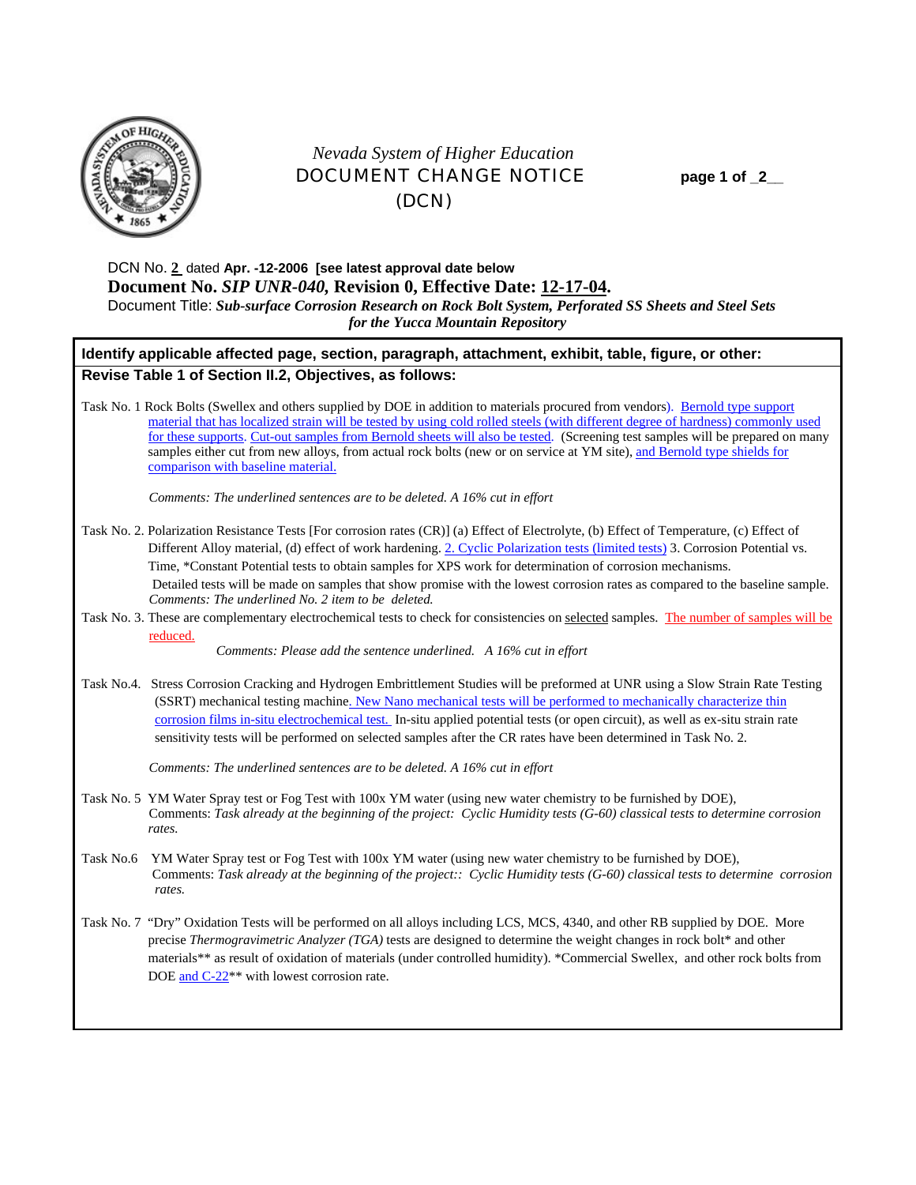Nevada System of Higher Education

# DOCUMENT CHANGE NOTICE (DCN)

**page 1 of 2**

DCN No. 2 dated **Apr. -12-2006 [see latest approval date below**

**Document No.** ***SIP UNR-040,*** **Revision 0, Effective Date: 12-17-04.**

Document Title: ***Sub-surface Corrosion Research on Rock Bolt System, Perforated SS Sheets and Steel Sets for the Yucca Mountain Repository***

**Identify applicable affected page, section, paragraph, attachment, exhibit, table, figure, or other:**

**Revise Table 1 of Section II.2, Objectives, as follows:**

Task No. 1 Rock Bolts (Swellex and others supplied by DOE in addition to materials procured from vendors). Bernold type support material that has localized strain will be tested by using cold rolled steels (with different degree of hardness) commonly used for these supports. Cut-out samples from Bernold sheets will also be tested. (Screening test samples will be prepared on many samples either cut from new alloys, from actual rock bolts (new or on service at YM site), and Bernold type shields for comparison with baseline material.

*Comments: The underlined sentences are to be deleted. A 16% cut in effort*

Task No. 2. Polarization Resistance Tests [For corrosion rates (CR)] (a) Effect of Electrolyte, (b) Effect of Temperature, (c) Effect of Different Alloy material, (d) effect of work hardening. 2. Cyclic Polarization tests (limited tests) 3. Corrosion Potential vs. Time, *Constant Potential tests to obtain samples for XPS work for determination of corrosion mechanisms. Detailed tests will be made on samples that show promise with the lowest corrosion rates as compared to the baseline sample. *Comments: The underlined No. 2 item to be deleted.*

Task No. 3. These are complementary electrochemical tests to check for consistencies on selected samples. The number of samples will be reduced.

*Comments: Please add the sentence underlined. A 16% cut in effort*

Task No.4. Stress Corrosion Cracking and Hydrogen Embrittlement Studies will be preformed at UNR using a Slow Strain Rate Testing (SSRT) mechanical testing machine. New Nano mechanical tests will be performed to mechanically characterize thin corrosion films in-situ electrochemical test. In-situ applied potential tests (or open circuit), as well as ex-situ strain rate sensitivity tests will be performed on selected samples after the CR rates have been determined in Task No. 2.

*Comments: The underlined sentences are to be deleted. A 16% cut in effort*

Task No. 5 YM Water Spray test or Fog Test with 100x YM water (using new water chemistry to be furnished by DOE), Comments: *Task already at the beginning of the project: Cyclic Humidity tests (G-60) classical tests to determine corrosion rates.*

Task No.6 YM Water Spray test or Fog Test with 100x YM water (using new water chemistry to be furnished by DOE), Comments: *Task already at the beginning of the project:: Cyclic Humidity tests (G-60) classical tests to determine corrosion rates.*

Task No. 7 "Dry" Oxidation Tests will be performed on all alloys including LCS, MCS, 4340, and other RB supplied by DOE. More precise *Thermogravimetric Analyzer (TGA)* tests are designed to determine the weight changes in rock bolt* and other materials** as result of oxidation of materials (under controlled humidity). *Commercial Swellex, and other rock bolts from DOE and C-22** with lowest corrosion rate.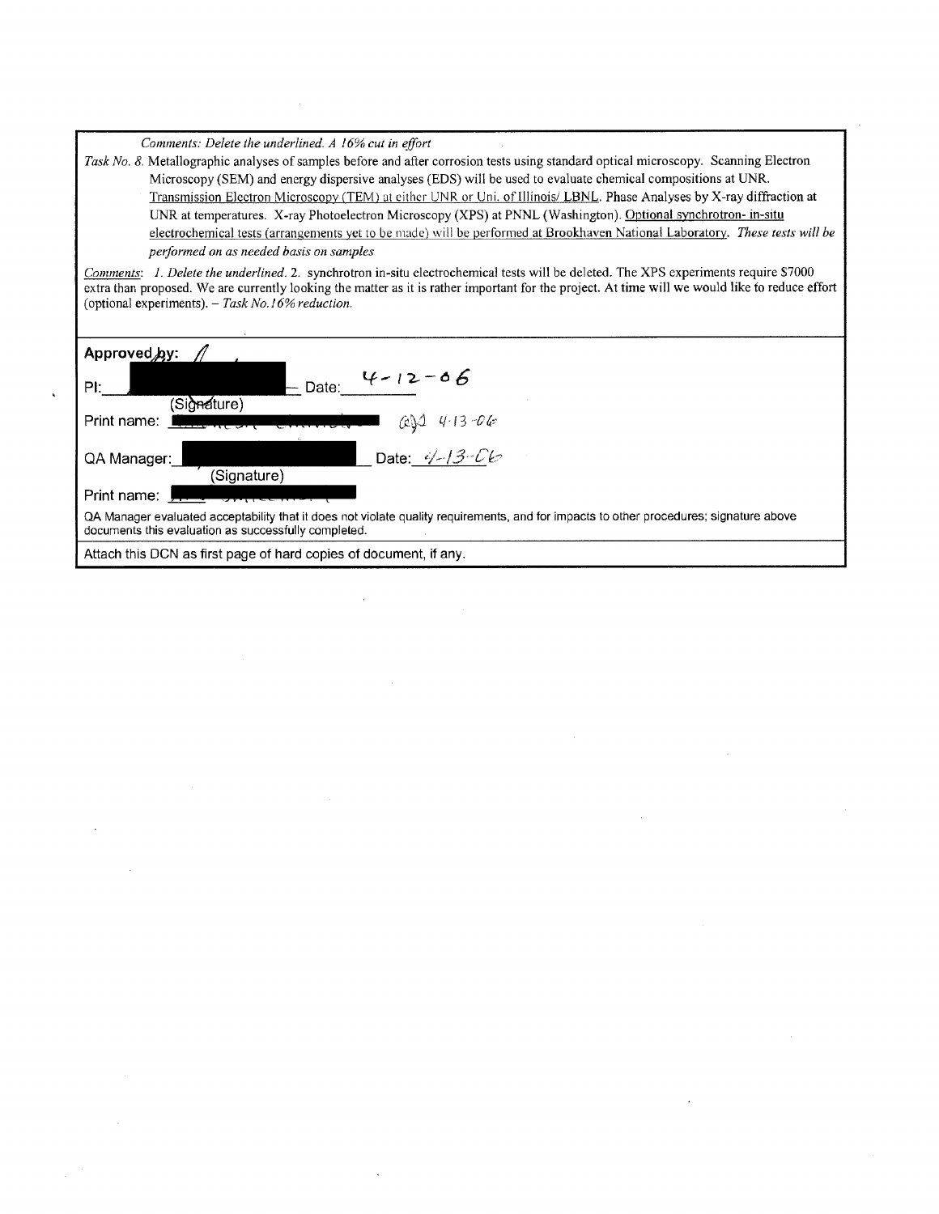*Comments: Delete the underlined. A 16% cut in effort*

*Task No. 8.* Metallographic analyses of samples before and after corrosion tests using standard optical microscopy. Scanning Electron Microscopy (SEM) and energy dispersive analyses (EDS) will be used to evaluate chemical compositions at UNR. <u>Transmission Electron Microscopy (TEM) at either UNR or Uni. of Illinois/ LBNL</u>. Phase Analyses by X-ray diffraction at UNR at temperatures. X-ray Photoelectron Microscopy (XPS) at PNNL (Washington). <u>Optional synchrotron- in-situ electrochemical tests (arrangements yet to be made) will be performed at Brookhaven National Laboratory</u>. *These tests will be performed on as needed basis on samples*

<u>*Comments*</u>: *1. Delete the underlined.* 2. synchrotron in-situ electrochemical tests will be deleted. The XPS experiments require $7000 extra than proposed. We are currently looking the matter as it is rather important for the project. At time will we would like to reduce effort (optional experiments). – *Task No.16% reduction.*

**Approved by:**

PI: ██████████ Date: 4-12-06
(Signature)

Print name: ██████████ 4-13-06

QA Manager: ██████████ Date: 4-13-06
(Signature)

Print name: ██████████

QA Manager evaluated acceptability that it does not violate quality requirements, and for impacts to other procedures; signature above documents this evaluation as successfully completed.

Attach this DCN as first page of hard copies of document, if any.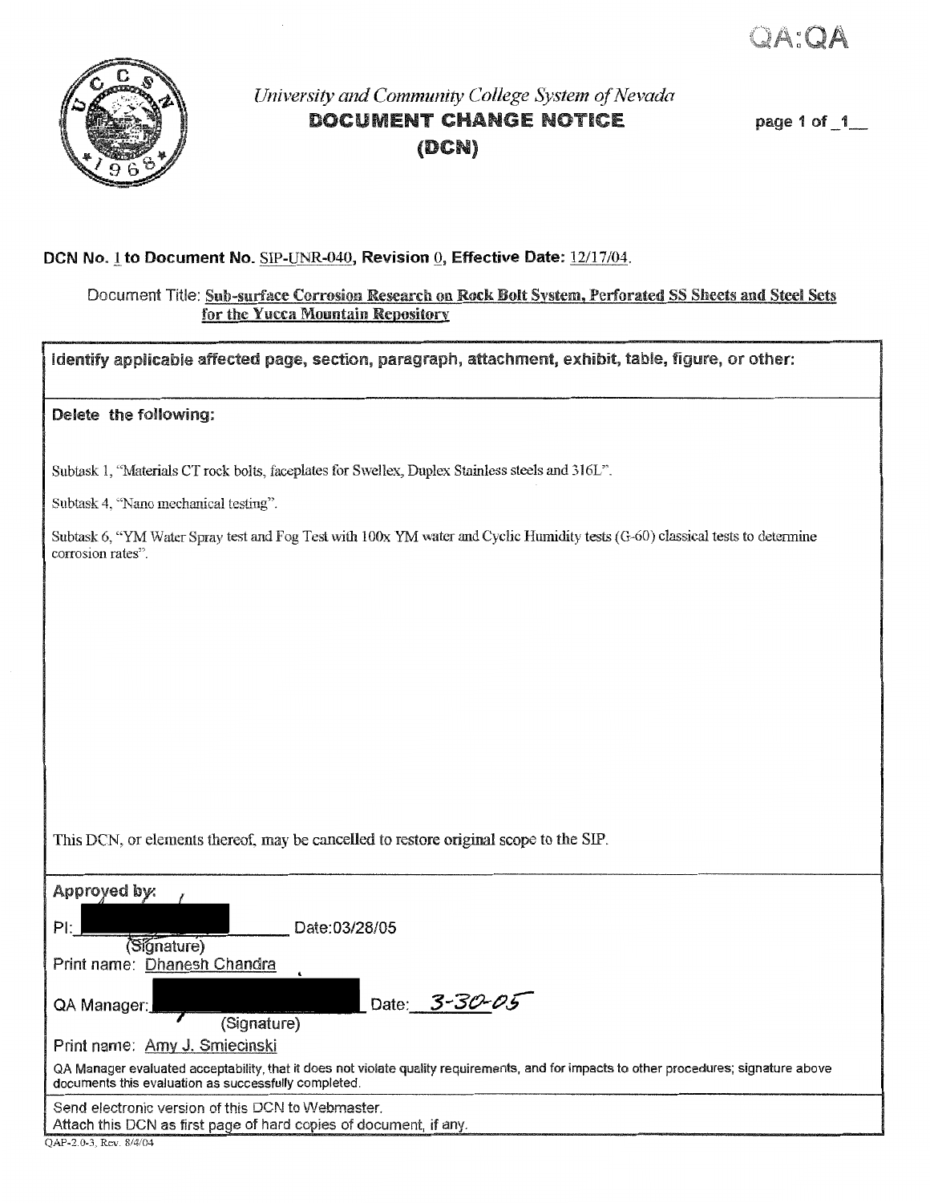QA:QA

*University and Community College System of Nevada*

**DOCUMENT CHANGE NOTICE (DCN)**

page 1 of 1

**DCN No. 1 to Document No. SIP-UNR-040, Revision 0, Effective Date: 12/17/04.**

Document Title: **Sub-surface Corrosion Research on Rock Bolt System, Perforated SS Sheets and Steel Sets for the Yucca Mountain Repository**

**Identify applicable affected page, section, paragraph, attachment, exhibit, table, figure, or other:**

**Delete the following:**

Subtask 1, "Materials CT rock bolts, faceplates for Swellex, Duplex Stainless steels and 316L".

Subtask 4, "Nano mechanical testing".

Subtask 6, "YM Water Spray test and Fog Test with 100x YM water and Cyclic Humidity tests (G-60) classical tests to determine corrosion rates".

This DCN, or elements thereof, may be cancelled to restore original scope to the SIP.

**Approved by:**

PI: ________________ Date: 03/28/05
(Signature)
Print name: Dhanesh Chandra

QA Manager: ________________ Date: 3-30-05
(Signature)
Print name: Amy J. Smiecinski

QA Manager evaluated acceptability, that it does not violate quality requirements, and for impacts to other procedures; signature above documents this evaluation as successfully completed.

Send electronic version of this DCN to Webmaster.
Attach this DCN as first page of hard copies of document, if any.

QAP-2.0-3, Rev. 8/4/04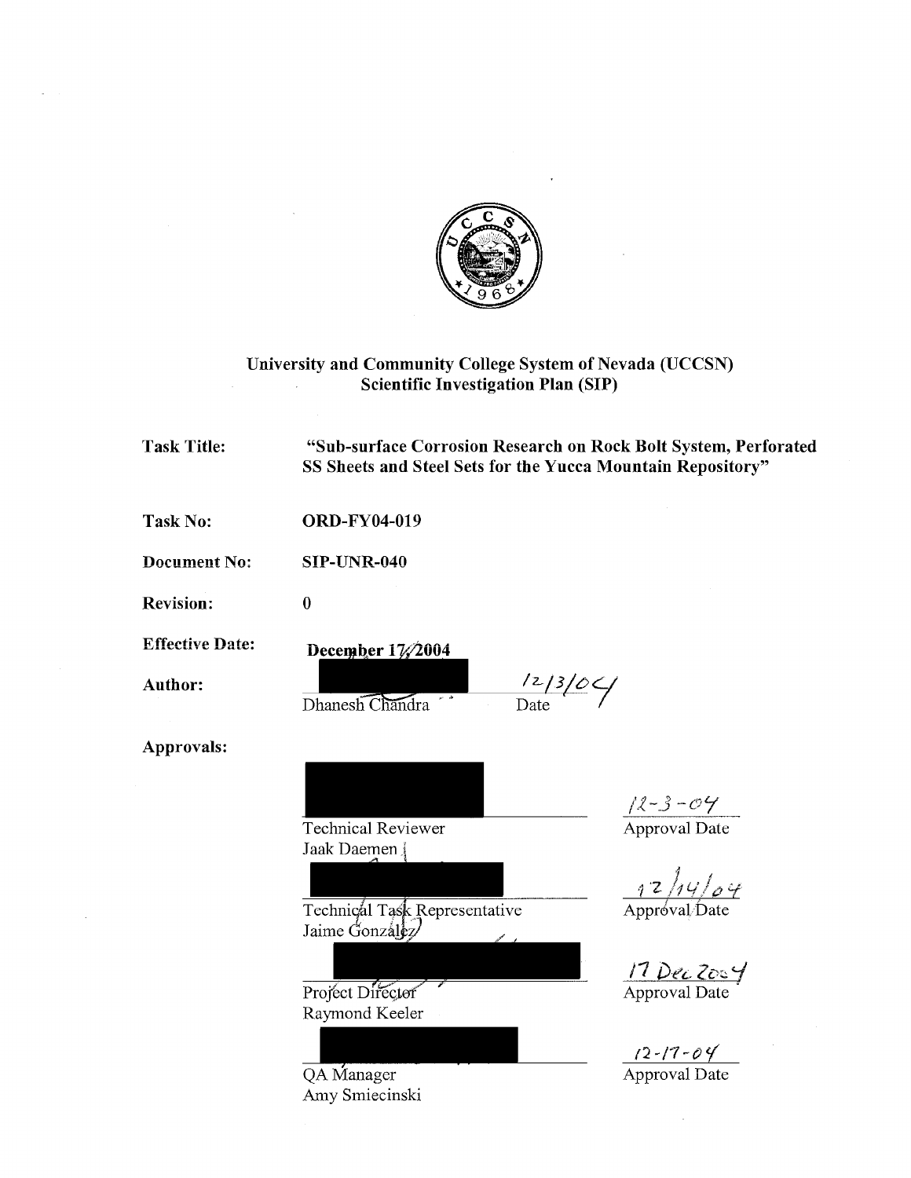# University and Community College System of Nevada (UCCSN)
## Scientific Investigation Plan (SIP)

**Task Title:** **"Sub-surface Corrosion Research on Rock Bolt System, Perforated SS Sheets and Steel Sets for the Yucca Mountain Repository"**

**Task No:** **ORD-FY04-019**

**Document No:** **SIP-UNR-040**

**Revision:** **0**

**Effective Date:** **December 17, 2004**

**Author:**

Dhanesh Chandra — Date: 12/3/04

**Approvals:**

| | |
|---|---|
| Technical Reviewer<br>Jaak Daemen | 12-3-04<br>Approval Date |
| Technical Task Representative<br>Jaime Gonzalez | 12/14/04<br>Approval Date |
| Project Director<br>Raymond Keeler | 17 Dec 2004<br>Approval Date |
| QA Manager<br>Amy Smiecinski | 12-17-04<br>Approval Date |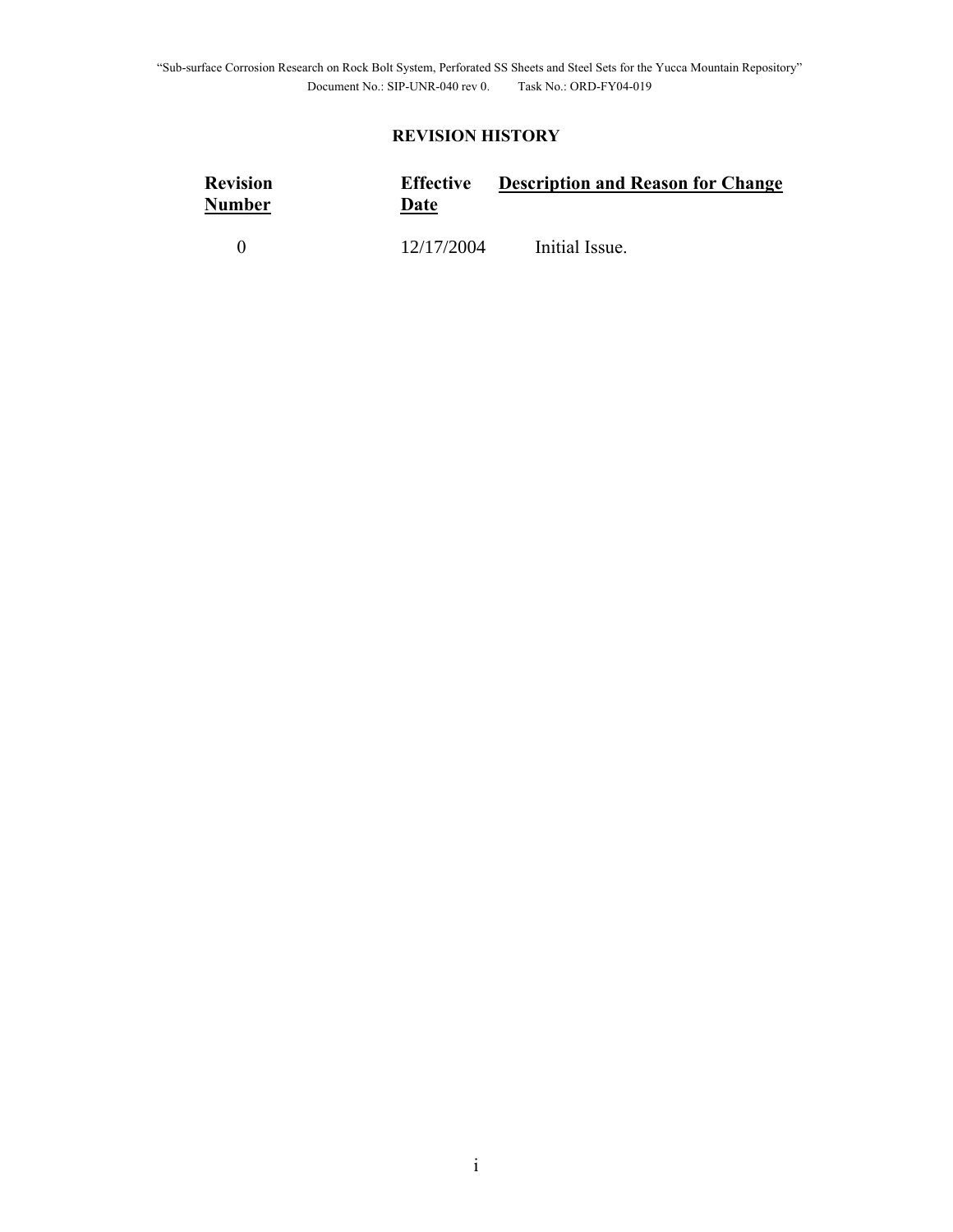## REVISION HISTORY

| Revision Number | Effective Date | Description and Reason for Change |
|---|---|---|
| 0 | 12/17/2004 | Initial Issue. |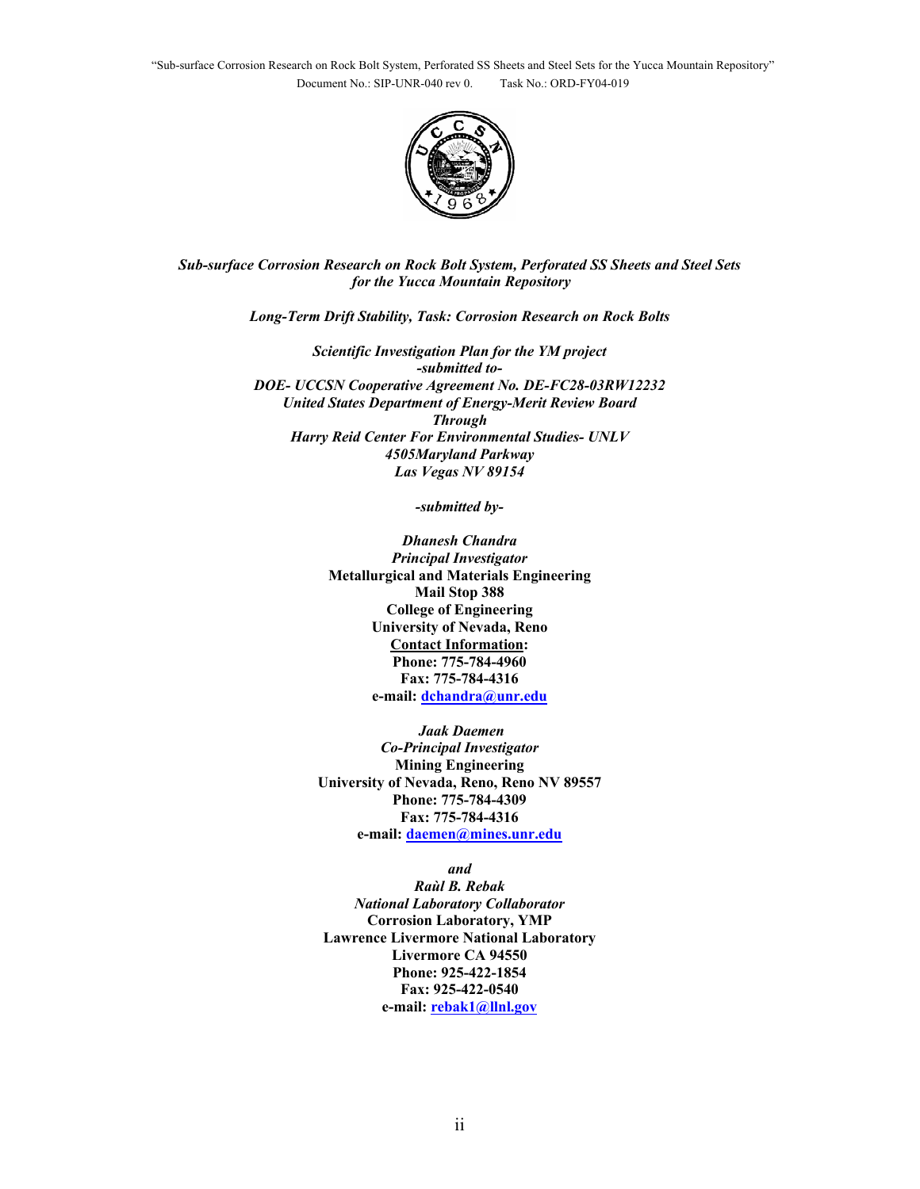*Sub-surface Corrosion Research on Rock Bolt System, Perforated SS Sheets and Steel Sets for the Yucca Mountain Repository*

*Long-Term Drift Stability, Task: Corrosion Research on Rock Bolts*

*Scientific Investigation Plan for the YM project*
*-submitted to-*
*DOE- UCCSN Cooperative Agreement No. DE-FC28-03RW12232*
*United States Department of Energy-Merit Review Board*
*Through*
*Harry Reid Center For Environmental Studies- UNLV*
*4505Maryland Parkway*
*Las Vegas NV 89154*

*-submitted by-*

*Dhanesh Chandra*
*Principal Investigator*
**Metallurgical and Materials Engineering**
**Mail Stop 388**
**College of Engineering**
**University of Nevada, Reno**
**Contact Information:**
**Phone: 775-784-4960**
**Fax: 775-784-4316**
**e-mail: dchandra@unr.edu**

*Jaak Daemen*
*Co-Principal Investigator*
**Mining Engineering**
**University of Nevada, Reno, Reno NV 89557**
**Phone: 775-784-4309**
**Fax: 775-784-4316**
**e-mail: daemen@mines.unr.edu**

*and*
*Raùl B. Rebak*
*National Laboratory Collaborator*
**Corrosion Laboratory, YMP**
**Lawrence Livermore National Laboratory**
**Livermore CA 94550**
**Phone: 925-422-1854**
**Fax: 925-422-0540**
**e-mail: rebak1@llnl.gov**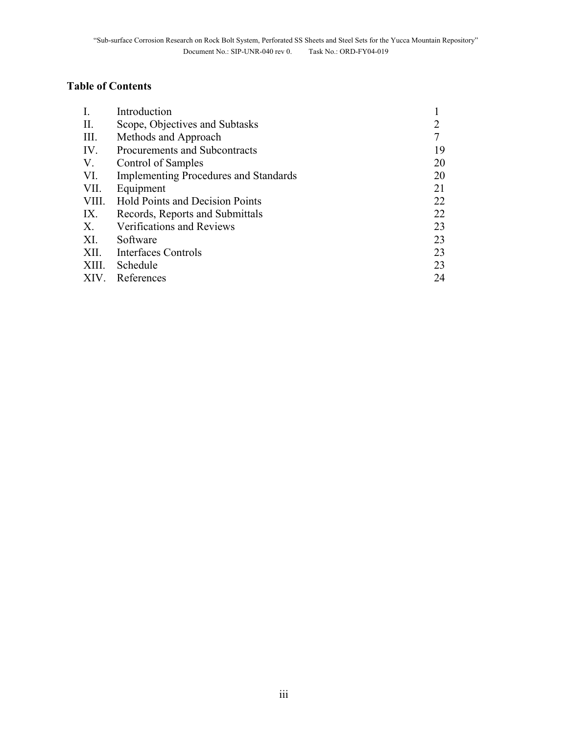## Table of Contents

| | | |
|---|---|---|
| I. | Introduction | 1 |
| II. | Scope, Objectives and Subtasks | 2 |
| III. | Methods and Approach | 7 |
| IV. | Procurements and Subcontracts | 19 |
| V. | Control of Samples | 20 |
| VI. | Implementing Procedures and Standards | 20 |
| VII. | Equipment | 21 |
| VIII. | Hold Points and Decision Points | 22 |
| IX. | Records, Reports and Submittals | 22 |
| X. | Verifications and Reviews | 23 |
| XI. | Software | 23 |
| XII. | Interfaces Controls | 23 |
| XIII. | Schedule | 23 |
| XIV. | References | 24 |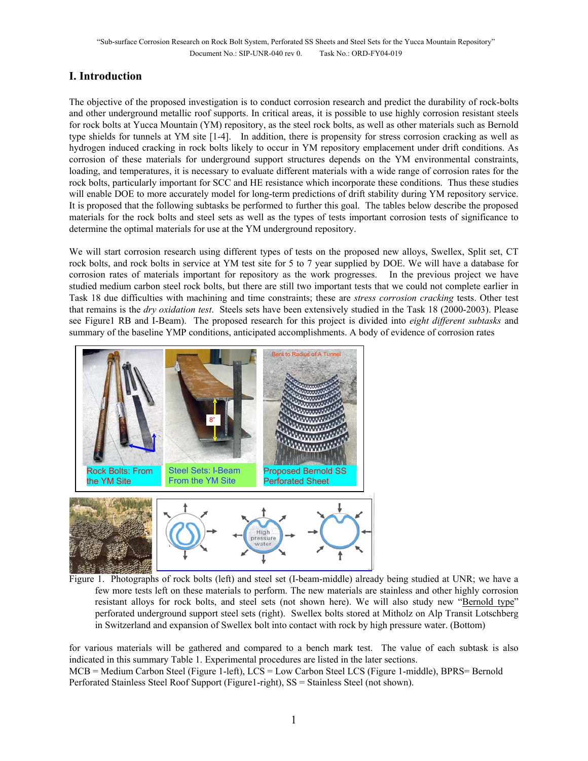# I. Introduction

The objective of the proposed investigation is to conduct corrosion research and predict the durability of rock-bolts and other underground metallic roof supports. In critical areas, it is possible to use highly corrosion resistant steels for rock bolts at Yucca Mountain (YM) repository, as the steel rock bolts, as well as other materials such as Bernold type shields for tunnels at YM site [1-4]. In addition, there is propensity for stress corrosion cracking as well as hydrogen induced cracking in rock bolts likely to occur in YM repository emplacement under drift conditions. As corrosion of these materials for underground support structures depends on the YM environmental constraints, loading, and temperatures, it is necessary to evaluate different materials with a wide range of corrosion rates for the rock bolts, particularly important for SCC and HE resistance which incorporate these conditions. Thus these studies will enable DOE to more accurately model for long-term predictions of drift stability during YM repository service. It is proposed that the following subtasks be performed to further this goal. The tables below describe the proposed materials for the rock bolts and steel sets as well as the types of tests important corrosion tests of significance to determine the optimal materials for use at the YM underground repository.

We will start corrosion research using different types of tests on the proposed new alloys, Swellex, Split set, CT rock bolts, and rock bolts in service at YM test site for 5 to 7 year supplied by DOE. We will have a database for corrosion rates of materials important for repository as the work progresses. In the previous project we have studied medium carbon steel rock bolts, but there are still two important tests that we could not complete earlier in Task 18 due difficulties with machining and time constraints; these are *stress corrosion cracking* tests. Other test that remains is the *dry oxidation test*. Steels sets have been extensively studied in the Task 18 (2000-2003). Please see Figure1 RB and I-Beam). The proposed research for this project is divided into *eight different subtasks* and summary of the baseline YMP conditions, anticipated accomplishments. A body of evidence of corrosion rates

Figure 1. Photographs of rock bolts (left) and steel set (I-beam-middle) already being studied at UNR; we have a few more tests left on these materials to perform. The new materials are stainless and other highly corrosion resistant alloys for rock bolts, and steel sets (not shown here). We will also study new "Bernold type" perforated underground support steel sets (right). Swellex bolts stored at Mitholz on Alp Transit Lotschberg in Switzerland and expansion of Swellex bolt into contact with rock by high pressure water. (Bottom)

for various materials will be gathered and compared to a bench mark test. The value of each subtask is also indicated in this summary Table 1. Experimental procedures are listed in the later sections.
MCB = Medium Carbon Steel (Figure 1-left), LCS = Low Carbon Steel LCS (Figure 1-middle), BPRS= Bernold Perforated Stainless Steel Roof Support (Figure1-right), SS = Stainless Steel (not shown).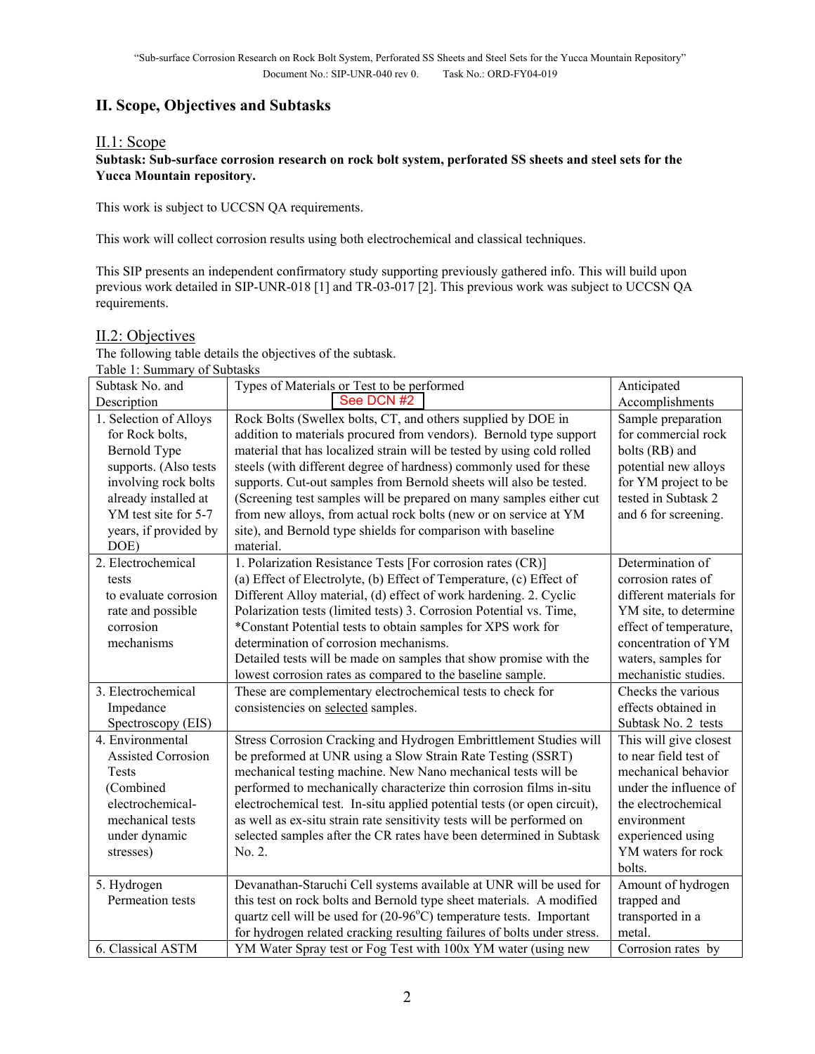## II. Scope, Objectives and Subtasks

### II.1: Scope

**Subtask: Sub-surface corrosion research on rock bolt system, perforated SS sheets and steel sets for the Yucca Mountain repository.**

This work is subject to UCCSN QA requirements.

This work will collect corrosion results using both electrochemical and classical techniques.

This SIP presents an independent confirmatory study supporting previously gathered info. This will build upon previous work detailed in SIP-UNR-018 [1] and TR-03-017 [2]. This previous work was subject to UCCSN QA requirements.

### II.2: Objectives

The following table details the objectives of the subtask.

Table 1: Summary of Subtasks

| Subtask No. and Description | Types of Materials or Test to be performed See DCN #2 | Anticipated Accomplishments |
|---|---|---|
| 1. Selection of Alloys for Rock bolts, Bernold Type supports. (Also tests involving rock bolts already installed at YM test site for 5-7 years, if provided by DOE) | Rock Bolts (Swellex bolts, CT, and others supplied by DOE in addition to materials procured from vendors). Bernold type support material that has localized strain will be tested by using cold rolled steels (with different degree of hardness) commonly used for these supports. Cut-out samples from Bernold sheets will also be tested. (Screening test samples will be prepared on many samples either cut from new alloys, from actual rock bolts (new or on service at YM site), and Bernold type shields for comparison with baseline material. | Sample preparation for commercial rock bolts (RB) and potential new alloys for YM project to be tested in Subtask 2 and 6 for screening. |
| 2. Electrochemical tests to evaluate corrosion rate and possible corrosion mechanisms | 1. Polarization Resistance Tests [For corrosion rates (CR)] (a) Effect of Electrolyte, (b) Effect of Temperature, (c) Effect of Different Alloy material, (d) effect of work hardening. 2. Cyclic Polarization tests (limited tests) 3. Corrosion Potential vs. Time, *Constant Potential tests to obtain samples for XPS work for determination of corrosion mechanisms. Detailed tests will be made on samples that show promise with the lowest corrosion rates as compared to the baseline sample. | Determination of corrosion rates of different materials for YM site, to determine effect of temperature, concentration of YM waters, samples for mechanistic studies. |
| 3. Electrochemical Impedance Spectroscopy (EIS) | These are complementary electrochemical tests to check for consistencies on selected samples. | Checks the various effects obtained in Subtask No. 2 tests |
| 4. Environmental Assisted Corrosion Tests (Combined electrochemical-mechanical tests under dynamic stresses) | Stress Corrosion Cracking and Hydrogen Embrittlement Studies will be preformed at UNR using a Slow Strain Rate Testing (SSRT) mechanical testing machine. New Nano mechanical tests will be performed to mechanically characterize thin corrosion films in-situ electrochemical test. In-situ applied potential tests (or open circuit), as well as ex-situ strain rate sensitivity tests will be performed on selected samples after the CR rates have been determined in Subtask No. 2. | This will give closest to near field test of mechanical behavior under the influence of the electrochemical environment experienced using YM waters for rock bolts. |
| 5. Hydrogen Permeation tests | Devanathan-Staruchi Cell systems available at UNR will be used for this test on rock bolts and Bernold type sheet materials. A modified quartz cell will be used for (20-96$^o$C) temperature tests. Important for hydrogen related cracking resulting failures of bolts under stress. | Amount of hydrogen trapped and transported in a metal. |
| 6. Classical ASTM | YM Water Spray test or Fog Test with 100x YM water (using new | Corrosion rates by |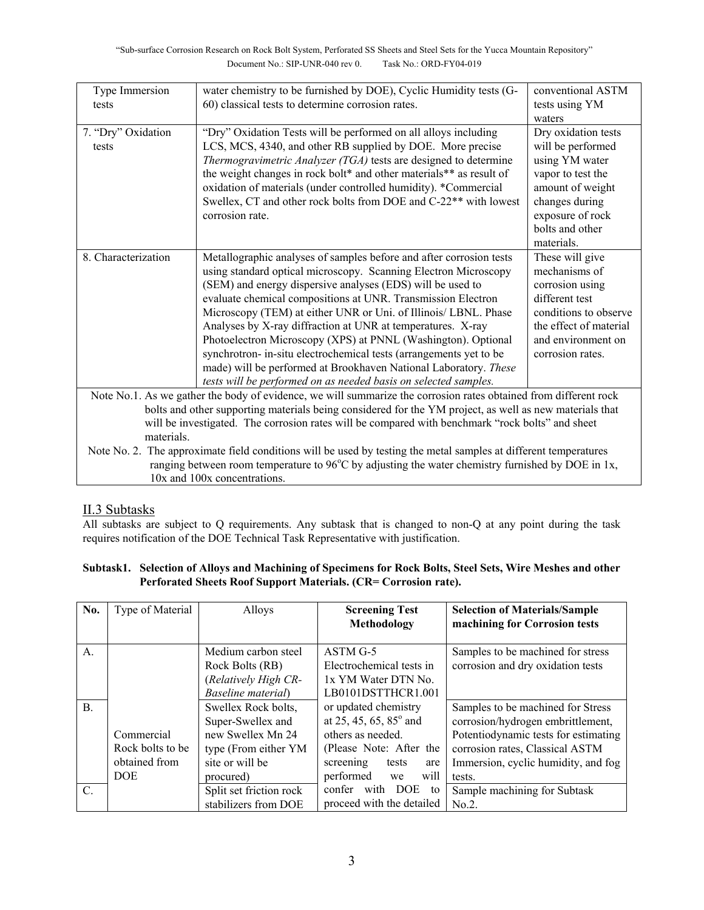| | | |
|---|---|---|
| Type Immersion tests | water chemistry to be furnished by DOE), Cyclic Humidity tests (G-60) classical tests to determine corrosion rates. | conventional ASTM tests using YM waters |
| 7. "Dry" Oxidation tests | "Dry" Oxidation Tests will be performed on all alloys including LCS, MCS, 4340, and other RB supplied by DOE. More precise *Thermogravimetric Analyzer (TGA)* tests are designed to determine the weight changes in rock bolt* and other materials** as result of oxidation of materials (under controlled humidity). *Commercial Swellex, CT and other rock bolts from DOE and C-22** with lowest corrosion rate. | Dry oxidation tests will be performed using YM water vapor to test the amount of weight changes during exposure of rock bolts and other materials. |
| 8. Characterization | Metallographic analyses of samples before and after corrosion tests using standard optical microscopy. Scanning Electron Microscopy (SEM) and energy dispersive analyses (EDS) will be used to evaluate chemical compositions at UNR. Transmission Electron Microscopy (TEM) at either UNR or Uni. of Illinois/ LBNL. Phase Analyses by X-ray diffraction at UNR at temperatures. X-ray Photoelectron Microscopy (XPS) at PNNL (Washington). Optional synchrotron- in-situ electrochemical tests (arrangements yet to be made) will be performed at Brookhaven National Laboratory. *These tests will be performed on as needed basis on selected samples.* | These will give mechanisms of corrosion using different test conditions to observe the effect of material and environment on corrosion rates. |

Note No.1. As we gather the body of evidence, we will summarize the corrosion rates obtained from different rock bolts and other supporting materials being considered for the YM project, as well as new materials that will be investigated. The corrosion rates will be compared with benchmark "rock bolts" and sheet materials.

Note No. 2. The approximate field conditions will be used by testing the metal samples at different temperatures ranging between room temperature to 96°C by adjusting the water chemistry furnished by DOE in 1x, 10x and 100x concentrations.

## II.3 Subtasks

All subtasks are subject to Q requirements. Any subtask that is changed to non-Q at any point during the task requires notification of the DOE Technical Task Representative with justification.

**Subtask1. Selection of Alloys and Machining of Specimens for Rock Bolts, Steel Sets, Wire Meshes and other Perforated Sheets Roof Support Materials. (CR= Corrosion rate).**

| No. | Type of Material | Alloys | **Screening Test Methodology** | **Selection of Materials/Sample machining for Corrosion tests** |
|---|---|---|---|---|
| A. | Commercial Rock bolts to be obtained from DOE | Medium carbon steel Rock Bolts (RB) (*Relatively High CR-Baseline material*) | ASTM G-5 Electrochemical tests in 1x YM Water DTN No. LB0101DSTTHCR1.001 or updated chemistry at 25, 45, 65, 85° and others as needed. (Please Note: After the screening tests are performed we will confer with DOE to proceed with the detailed | Samples to be machined for stress corrosion and dry oxidation tests |
| B. | | Swellex Rock bolts, Super-Swellex and new Swellex Mn 24 type (From either YM site or will be procured) | | Samples to be machined for Stress corrosion/hydrogen embrittlement, Potentiodynamic tests for estimating corrosion rates, Classical ASTM Immersion, cyclic humidity, and fog tests. |
| C. | | Split set friction rock stabilizers from DOE | | Sample machining for Subtask No.2. |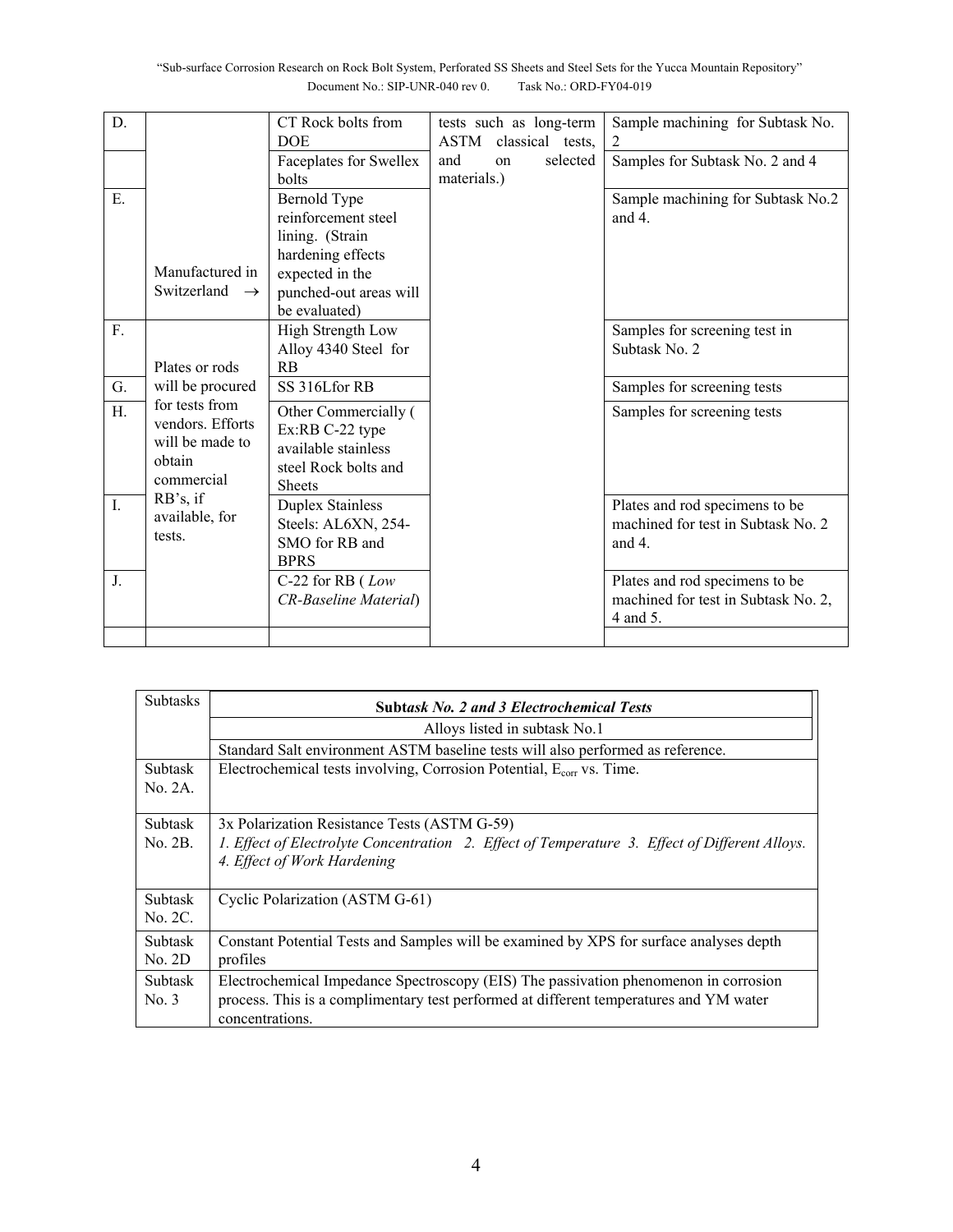| | | | | |
|---|---|---|---|---|
| D. | | CT Rock bolts from DOE | tests such as long-term ASTM classical tests, and on selected materials.) | Sample machining for Subtask No. 2 |
| | | Faceplates for Swellex bolts | | Samples for Subtask No. 2 and 4 |
| E. | Manufactured in Switzerland → | Bernold Type reinforcement steel lining. (Strain hardening effects expected in the punched-out areas will be evaluated) | | Sample machining for Subtask No.2 and 4. |
| F. | Plates or rods will be procured for tests from vendors. Efforts will be made to obtain commercial RB's, if available, for tests. | High Strength Low Alloy 4340 Steel for RB | | Samples for screening test in Subtask No. 2 |
| G. | | SS 316Lfor RB | | Samples for screening tests |
| H. | | Other Commercially ( Ex:RB C-22 type available stainless steel Rock bolts and Sheets | | Samples for screening tests |
| I. | | Duplex Stainless Steels: AL6XN, 254-SMO for RB and BPRS | | Plates and rod specimens to be machined for test in Subtask No. 2 and 4. |
| J. | | C-22 for RB ( *Low CR-Baseline Material*) | | Plates and rod specimens to be machined for test in Subtask No. 2, 4 and 5. |
| | | | | |

| Subtasks | **Sub*task No. 2 and 3 Electrochemical Tests*** |
|---|---|
| | Alloys listed in subtask No.1 |
| | Standard Salt environment ASTM baseline tests will also performed as reference. |
| Subtask No. 2A. | Electrochemical tests involving, Corrosion Potential, $E_{corr}$ vs. Time. |
| Subtask No. 2B. | 3x Polarization Resistance Tests (ASTM G-59) *1. Effect of Electrolyte Concentration 2. Effect of Temperature 3. Effect of Different Alloys. 4. Effect of Work Hardening* |
| Subtask No. 2C. | Cyclic Polarization (ASTM G-61) |
| Subtask No. 2D | Constant Potential Tests and Samples will be examined by XPS for surface analyses depth profiles |
| Subtask No. 3 | Electrochemical Impedance Spectroscopy (EIS) The passivation phenomenon in corrosion process. This is a complimentary test performed at different temperatures and YM water concentrations. |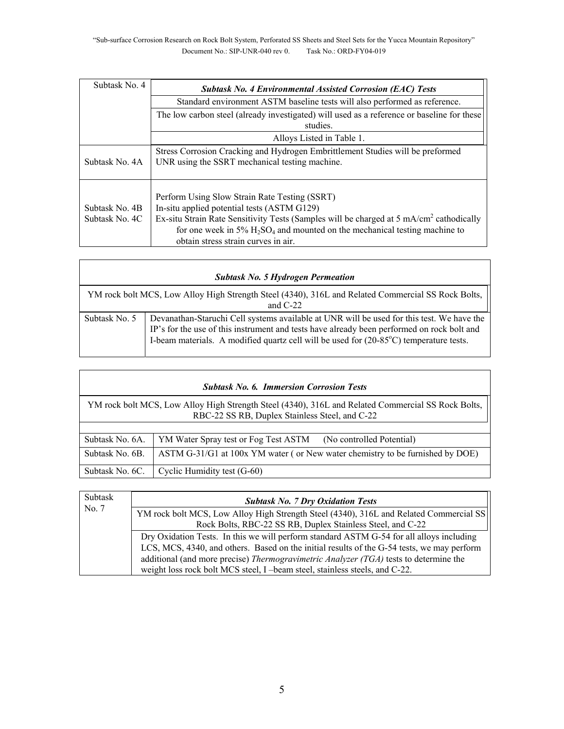| Subtask No. 4 | ***Subtask No. 4 Environmental Assisted Corrosion (EAC) Tests*** |
|---|---|
| | Standard environment ASTM baseline tests will also performed as reference. |
| | The low carbon steel (already investigated) will used as a reference or baseline for these studies. |
| | Alloys Listed in Table 1. |
| Subtask No. 4A | Stress Corrosion Cracking and Hydrogen Embrittlement Studies will be preformed UNR using the SSRT mechanical testing machine. |
| Subtask No. 4B<br>Subtask No. 4C | Perform Using Slow Strain Rate Testing (SSRT)<br>In-situ applied potential tests (ASTM G129)<br>Ex-situ Strain Rate Sensitivity Tests (Samples will be charged at 5 mA/cm$^2$ cathodically for one week in 5% $H_2SO_4$ and mounted on the mechanical testing machine to obtain stress strain curves in air. |

| ***Subtask No. 5 Hydrogen Permeation*** | |
|---|---|
| YM rock bolt MCS, Low Alloy High Strength Steel (4340), 316L and Related Commercial SS Rock Bolts, and C-22 | |
| Subtask No. 5 | Devanathan-Staruchi Cell systems available at UNR will be used for this test. We have the IP's for the use of this instrument and tests have already been performed on rock bolt and I-beam materials. A modified quartz cell will be used for (20-85$^o$C) temperature tests. |

| ***Subtask No. 6. Immersion Corrosion Tests*** | |
|---|---|
| YM rock bolt MCS, Low Alloy High Strength Steel (4340), 316L and Related Commercial SS Rock Bolts, RBC-22 SS RB, Duplex Stainless Steel, and C-22 | |
| | |
| Subtask No. 6A. | YM Water Spray test or Fog Test ASTM (No controlled Potential) |
| Subtask No. 6B. | ASTM G-31/G1 at 100x YM water ( or New water chemistry to be furnished by DOE) |
| Subtask No. 6C. | Cyclic Humidity test (G-60) |

| Subtask No. 7 | ***Subtask No. 7 Dry Oxidation Tests*** |
|---|---|
| | YM rock bolt MCS, Low Alloy High Strength Steel (4340), 316L and Related Commercial SS Rock Bolts, RBC-22 SS RB, Duplex Stainless Steel, and C-22 |
| | Dry Oxidation Tests. In this we will perform standard ASTM G-54 for all alloys including LCS, MCS, 4340, and others. Based on the initial results of the G-54 tests, we may perform additional (and more precise) *Thermogravimetric Analyzer (TGA)* tests to determine the weight loss rock bolt MCS steel, I –beam steel, stainless steels, and C-22. |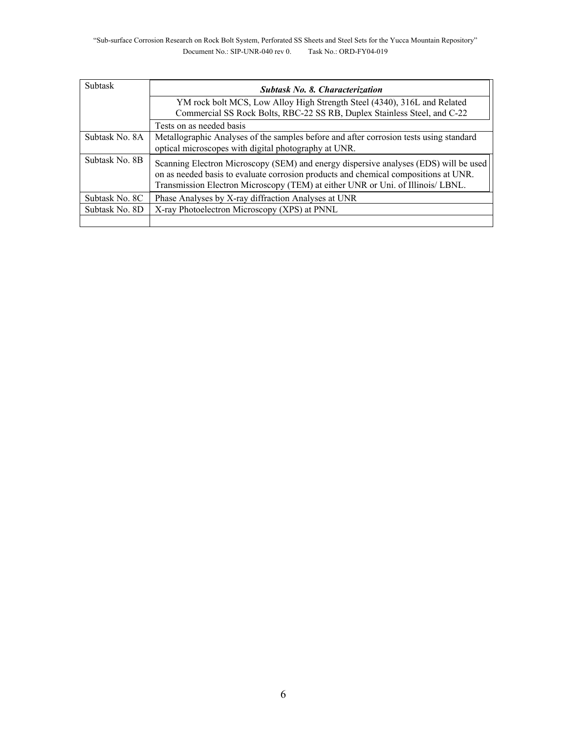| Subtask | ***Subtask No. 8. Characterization*** |
|---|---|
| | YM rock bolt MCS, Low Alloy High Strength Steel (4340), 316L and Related Commercial SS Rock Bolts, RBC-22 SS RB, Duplex Stainless Steel, and C-22 |
| | Tests on as needed basis |
| Subtask No. 8A | Metallographic Analyses of the samples before and after corrosion tests using standard optical microscopes with digital photography at UNR. |
| Subtask No. 8B | Scanning Electron Microscopy (SEM) and energy dispersive analyses (EDS) will be used on as needed basis to evaluate corrosion products and chemical compositions at UNR. Transmission Electron Microscopy (TEM) at either UNR or Uni. of Illinois/ LBNL. |
| Subtask No. 8C | Phase Analyses by X-ray diffraction Analyses at UNR |
| Subtask No. 8D | X-ray Photoelectron Microscopy (XPS) at PNNL |
| | |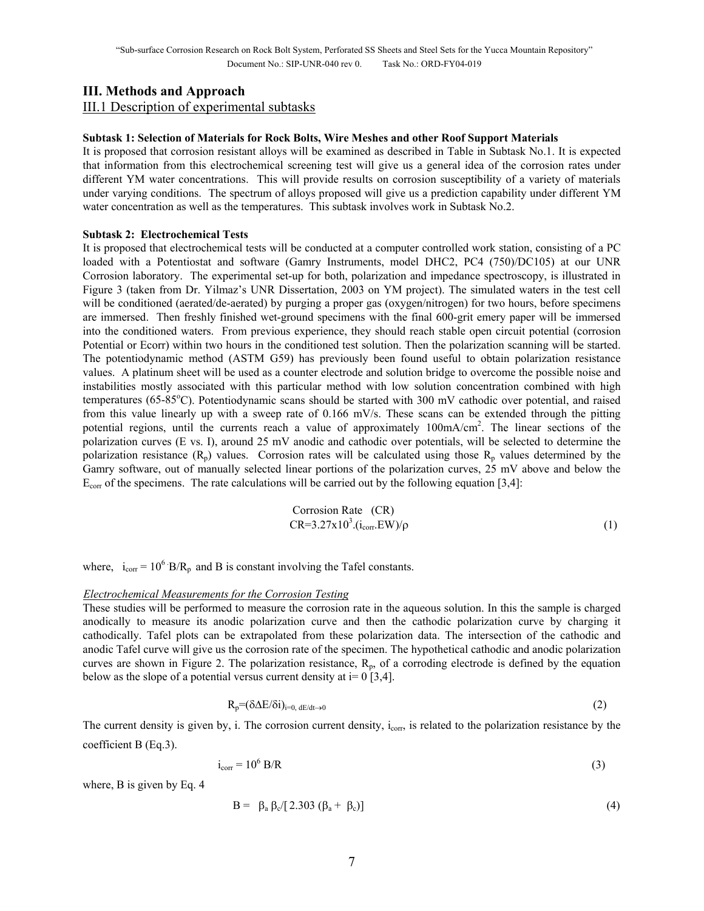## III. Methods and Approach

### III.1 Description of experimental subtasks

**Subtask 1: Selection of Materials for Rock Bolts, Wire Meshes and other Roof Support Materials**

It is proposed that corrosion resistant alloys will be examined as described in Table in Subtask No.1. It is expected that information from this electrochemical screening test will give us a general idea of the corrosion rates under different YM water concentrations. This will provide results on corrosion susceptibility of a variety of materials under varying conditions. The spectrum of alloys proposed will give us a prediction capability under different YM water concentration as well as the temperatures. This subtask involves work in Subtask No.2.

**Subtask 2: Electrochemical Tests**

It is proposed that electrochemical tests will be conducted at a computer controlled work station, consisting of a PC loaded with a Potentiostat and software (Gamry Instruments, model DHC2, PC4 (750)/DC105) at our UNR Corrosion laboratory. The experimental set-up for both, polarization and impedance spectroscopy, is illustrated in Figure 3 (taken from Dr. Yilmaz's UNR Dissertation, 2003 on YM project). The simulated waters in the test cell will be conditioned (aerated/de-aerated) by purging a proper gas (oxygen/nitrogen) for two hours, before specimens are immersed. Then freshly finished wet-ground specimens with the final 600-grit emery paper will be immersed into the conditioned waters. From previous experience, they should reach stable open circuit potential (corrosion Potential or Ecorr) within two hours in the conditioned test solution. Then the polarization scanning will be started. The potentiodynamic method (ASTM G59) has previously been found useful to obtain polarization resistance values. A platinum sheet will be used as a counter electrode and solution bridge to overcome the possible noise and instabilities mostly associated with this particular method with low solution concentration combined with high temperatures (65-85$^{o}$C). Potentiodynamic scans should be started with 300 mV cathodic over potential, and raised from this value linearly up with a sweep rate of 0.166 mV/s. These scans can be extended through the pitting potential regions, until the currents reach a value of approximately 100mA/cm$^2$. The linear sections of the polarization curves (E vs. I), around 25 mV anodic and cathodic over potentials, will be selected to determine the polarization resistance ($R_p$) values. Corrosion rates will be calculated using those $R_p$ values determined by the Gamry software, out of manually selected linear portions of the polarization curves, 25 mV above and below the $E_{corr}$ of the specimens. The rate calculations will be carried out by the following equation [3,4]:

$$\text{Corrosion Rate (CR)}$$
$$CR = 3.27\times10^{3}.(i_{corr}.EW)/\rho \tag{1}$$

where, $i_{corr} = 10^6 \cdot B/R_p$ and B is constant involving the Tafel constants.

*Electrochemical Measurements for the Corrosion Testing*

These studies will be performed to measure the corrosion rate in the aqueous solution. In this the sample is charged anodically to measure its anodic polarization curve and then the cathodic polarization curve by charging it cathodically. Tafel plots can be extrapolated from these polarization data. The intersection of the cathodic and anodic Tafel curve will give us the corrosion rate of the specimen. The hypothetical cathodic and anodic polarization curves are shown in Figure 2. The polarization resistance, $R_p$, of a corroding electrode is defined by the equation below as the slope of a potential versus current density at i= 0 [3,4].

$$R_p = (\delta \Delta E/\delta i)_{i=0,\, dE/dt\rightarrow 0} \tag{2}$$

The current density is given by, i. The corrosion current density, $i_{corr}$, is related to the polarization resistance by the coefficient B (Eq.3).

$$i_{corr} = 10^6\ B/R \tag{3}$$

where, B is given by Eq. 4

$$B = \beta_a\, \beta_c / [\,2.303\ (\beta_a + \beta_c)] \tag{4}$$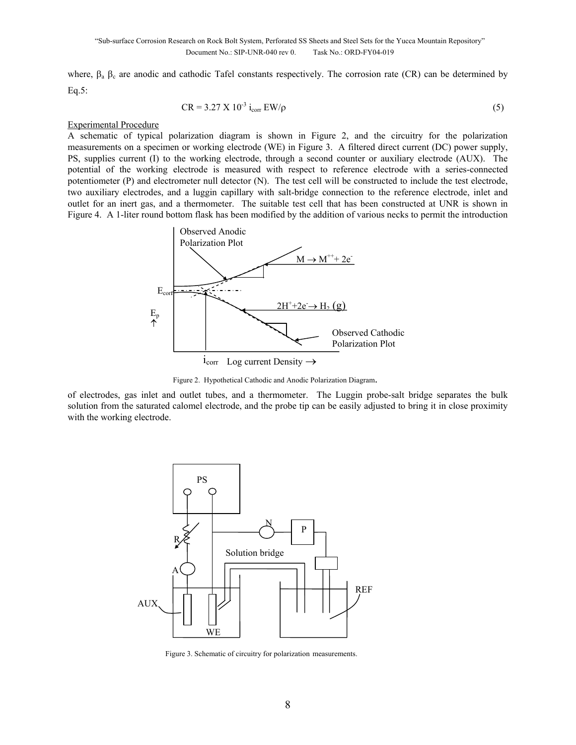where, $\beta_a$ $\beta_c$ are anodic and cathodic Tafel constants respectively. The corrosion rate (CR) can be determined by Eq.5:

$$CR = 3.27 \times 10^{-3}\ i_{corr}\ EW/\rho \tag{5}$$

Experimental Procedure

A schematic of typical polarization diagram is shown in Figure 2, and the circuitry for the polarization measurements on a specimen or working electrode (WE) in Figure 3. A filtered direct current (DC) power supply, PS, supplies current (I) to the working electrode, through a second counter or auxiliary electrode (AUX). The potential of the working electrode is measured with respect to reference electrode with a series-connected potentiometer (P) and electrometer null detector (N). The test cell will be constructed to include the test electrode, two auxiliary electrodes, and a luggin capillary with salt-bridge connection to the reference electrode, inlet and outlet for an inert gas, and a thermometer. The suitable test cell that has been constructed at UNR is shown in Figure 4. A 1-liter round bottom flask has been modified by the addition of various necks to permit the introduction

Figure 2. Hypothetical Cathodic and Anodic Polarization Diagram.

of electrodes, gas inlet and outlet tubes, and a thermometer. The Luggin probe-salt bridge separates the bulk solution from the saturated calomel electrode, and the probe tip can be easily adjusted to bring it in close proximity with the working electrode.

Figure 3. Schematic of circuitry for polarization measurements.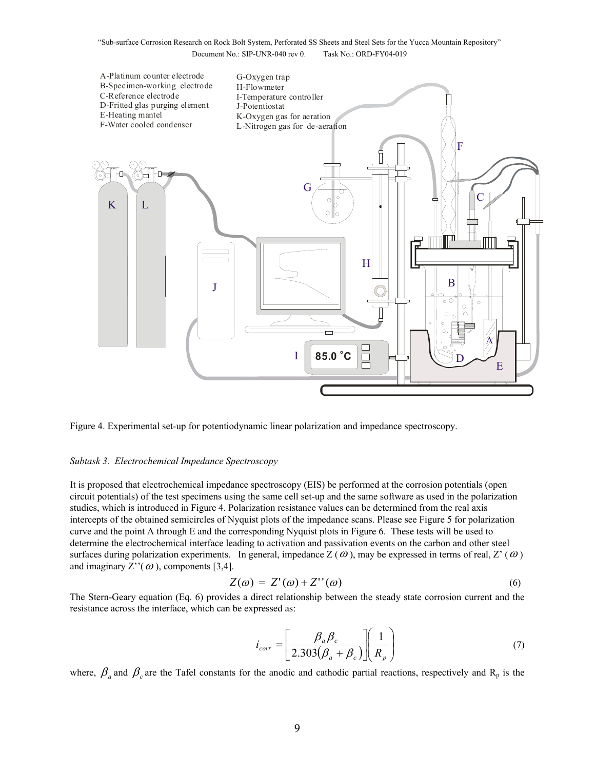A-Platinum counter electrode
B-Specimen-working electrode
C-Reference electrode
D-Fritted glas purging element
E-Heating mantel
F-Water cooled condenser

G-Oxygen trap
H-Flowmeter
I-Temperature controller
J-Potentiostat
K-Oxygen gas for aeration
L-Nitrogen gas for de-aeration

Figure 4. Experimental set-up for potentiodynamic linear polarization and impedance spectroscopy.

*Subtask 3. Electrochemical Impedance Spectroscopy*

It is proposed that electrochemical impedance spectroscopy (EIS) be performed at the corrosion potentials (open circuit potentials) of the test specimens using the same cell set-up and the same software as used in the polarization studies, which is introduced in Figure 4. Polarization resistance values can be determined from the real axis intercepts of the obtained semicircles of Nyquist plots of the impedance scans. Please see Figure 5 for polarization curve and the point A through E and the corresponding Nyquist plots in Figure 6. These tests will be used to determine the electrochemical interface leading to activation and passivation events on the carbon and other steel surfaces during polarization experiments. In general, impedance Z ($\omega$), may be expressed in terms of real, Z' ($\omega$) and imaginary Z''($\omega$), components [3,4].

$$Z(\omega) = Z'(\omega) + Z''(\omega) \tag{6}$$

The Stern-Geary equation (Eq. 6) provides a direct relationship between the steady state corrosion current and the resistance across the interface, which can be expressed as:

$$i_{corr} = \left[ \frac{\beta_a \beta_c}{2.303(\beta_a + \beta_c)} \right] \left( \frac{1}{R_p} \right) \tag{7}$$

where, $\beta_a$ and $\beta_c$ are the Tafel constants for the anodic and cathodic partial reactions, respectively and $R_p$ is the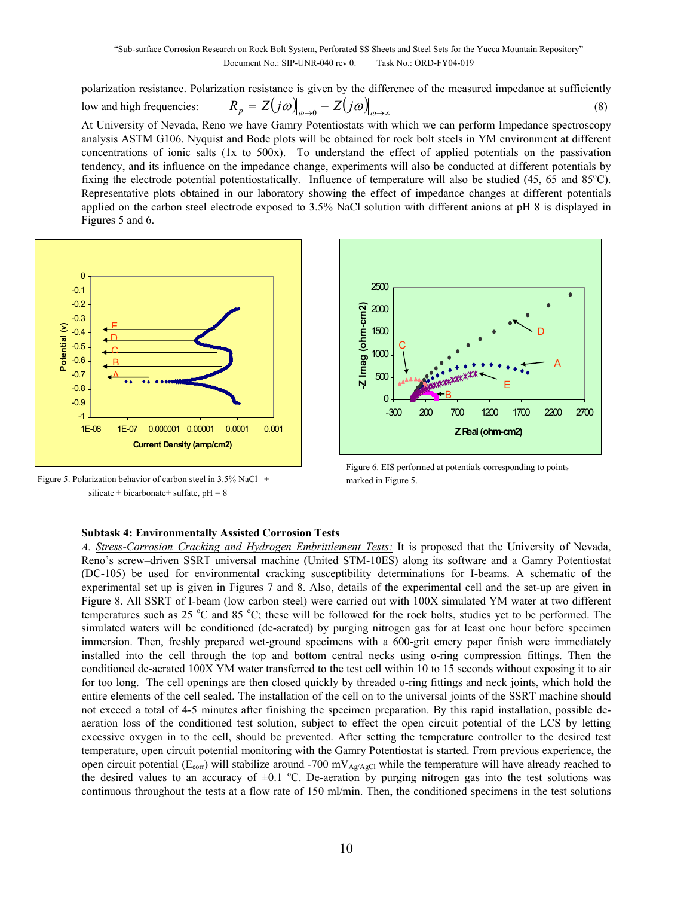polarization resistance. Polarization resistance is given by the difference of the measured impedance at sufficiently low and high frequencies:

$$R_p = \left|Z(j\omega)\right|_{\omega \to 0} - \left|Z(j\omega)\right|_{\omega \to \infty} \quad (8)$$

At University of Nevada, Reno we have Gamry Potentiostats with which we can perform Impedance spectroscopy analysis ASTM G106. Nyquist and Bode plots will be obtained for rock bolt steels in YM environment at different concentrations of ionic salts (1x to 500x). To understand the effect of applied potentials on the passivation tendency, and its influence on the impedance change, experiments will also be conducted at different potentials by fixing the electrode potential potentiostatically. Influence of temperature will also be studied (45, 65 and 85°C). Representative plots obtained in our laboratory showing the effect of impedance changes at different potentials applied on the carbon steel electrode exposed to 3.5% NaCl solution with different anions at pH 8 is displayed in Figures 5 and 6.

Figure 5. Polarization behavior of carbon steel in 3.5% NaCl + silicate + bicarbonate+ sulfate, pH = 8

Figure 6. EIS performed at potentials corresponding to points marked in Figure 5.

**Subtask 4: Environmentally Assisted Corrosion Tests**

*A. Stress-Corrosion Cracking and Hydrogen Embrittlement Tests:* It is proposed that the University of Nevada, Reno's screw–driven SSRT universal machine (United STM-10ES) along its software and a Gamry Potentiostat (DC-105) be used for environmental cracking susceptibility determinations for I-beams. A schematic of the experimental set up is given in Figures 7 and 8. Also, details of the experimental cell and the set-up are given in Figure 8. All SSRT of I-beam (low carbon steel) were carried out with 100X simulated YM water at two different temperatures such as 25 °C and 85 °C; these will be followed for the rock bolts, studies yet to be performed. The simulated waters will be conditioned (de-aerated) by purging nitrogen gas for at least one hour before specimen immersion. Then, freshly prepared wet-ground specimens with a 600-grit emery paper finish were immediately installed into the cell through the top and bottom central necks using o-ring compression fittings. Then the conditioned de-aerated 100X YM water transferred to the test cell within 10 to 15 seconds without exposing it to air for too long. The cell openings are then closed quickly by threaded o-ring fittings and neck joints, which hold the entire elements of the cell sealed. The installation of the cell on to the universal joints of the SSRT machine should not exceed a total of 4-5 minutes after finishing the specimen preparation. By this rapid installation, possible de-aeration loss of the conditioned test solution, subject to effect the open circuit potential of the LCS by letting excessive oxygen in to the cell, should be prevented. After setting the temperature controller to the desired test temperature, open circuit potential monitoring with the Gamry Potentiostat is started. From previous experience, the open circuit potential ($E_{corr}$) will stabilize around -700 $mV_{Ag/AgCl}$ while the temperature will have already reached to the desired values to an accuracy of ±0.1 °C. De-aeration by purging nitrogen gas into the test solutions was continuous throughout the tests at a flow rate of 150 ml/min. Then, the conditioned specimens in the test solutions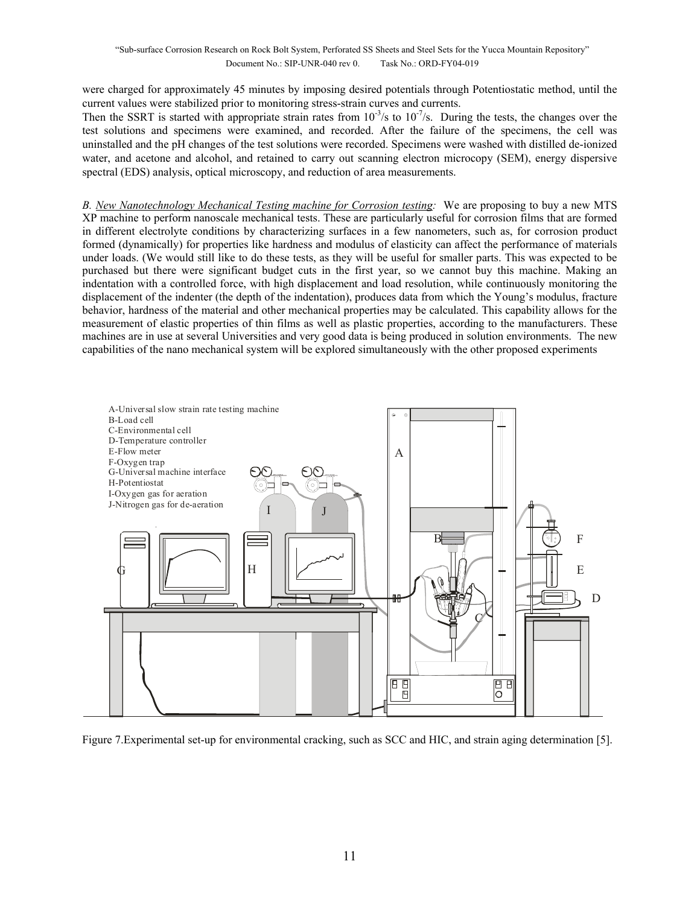were charged for approximately 45 minutes by imposing desired potentials through Potentiostatic method, until the current values were stabilized prior to monitoring stress-strain curves and currents.
Then the SSRT is started with appropriate strain rates from $10^{-3}$/s to $10^{-7}$/s. During the tests, the changes over the test solutions and specimens were examined, and recorded. After the failure of the specimens, the cell was uninstalled and the pH changes of the test solutions were recorded. Specimens were washed with distilled de-ionized water, and acetone and alcohol, and retained to carry out scanning electron microcopy (SEM), energy dispersive spectral (EDS) analysis, optical microscopy, and reduction of area measurements.

*B. New Nanotechnology Mechanical Testing machine for Corrosion testing:* We are proposing to buy a new MTS XP machine to perform nanoscale mechanical tests. These are particularly useful for corrosion films that are formed in different electrolyte conditions by characterizing surfaces in a few nanometers, such as, for corrosion product formed (dynamically) for properties like hardness and modulus of elasticity can affect the performance of materials under loads. (We would still like to do these tests, as they will be useful for smaller parts. This was expected to be purchased but there were significant budget cuts in the first year, so we cannot buy this machine. Making an indentation with a controlled force, with high displacement and load resolution, while continuously monitoring the displacement of the indenter (the depth of the indentation), produces data from which the Young's modulus, fracture behavior, hardness of the material and other mechanical properties may be calculated. This capability allows for the measurement of elastic properties of thin films as well as plastic properties, according to the manufacturers. These machines are in use at several Universities and very good data is being produced in solution environments. The new capabilities of the nano mechanical system will be explored simultaneously with the other proposed experiments

A-Universal slow strain rate testing machine
B-Load cell
C-Environmental cell
D-Temperature controller
E-Flow meter
F-Oxygen trap
G-Universal machine interface
H-Potentiostat
I-Oxygen gas for aeration
J-Nitrogen gas for de-aeration

Figure 7.Experimental set-up for environmental cracking, such as SCC and HIC, and strain aging determination [5].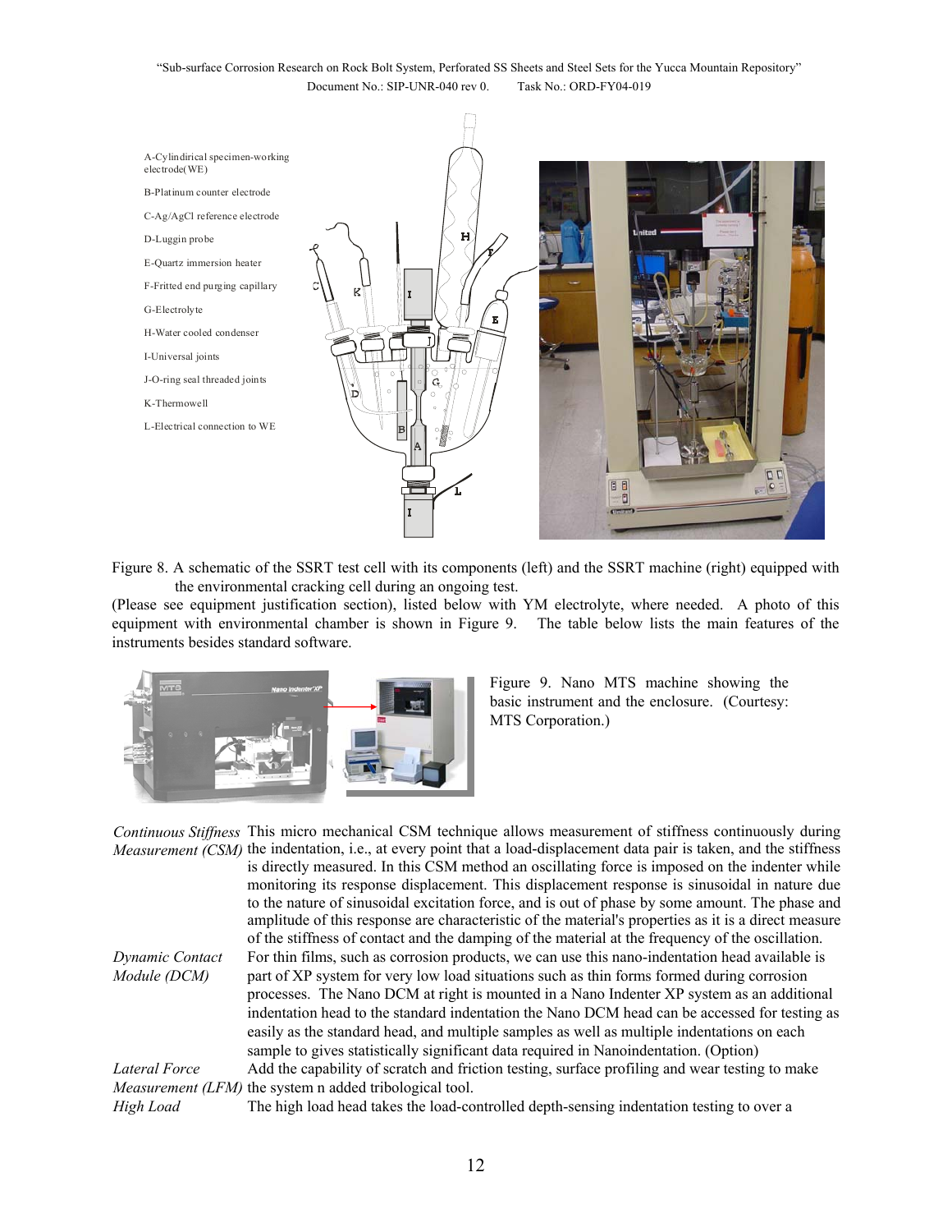A-Cylindirical specimen-working electrode(WE)

B-Platinum counter electrode

C-Ag/AgCl reference electrode

D-Luggin probe

E-Quartz immersion heater

F-Fritted end purging capillary

G-Electrolyte

H-Water cooled condenser

I-Universal joints

J-O-ring seal threaded joints

K-Thermowell

L-Electrical connection to WE

Figure 8. A schematic of the SSRT test cell with its components (left) and the SSRT machine (right) equipped with the environmental cracking cell during an ongoing test.

(Please see equipment justification section), listed below with YM electrolyte, where needed. A photo of this equipment with environmental chamber is shown in Figure 9. The table below lists the main features of the instruments besides standard software.

Figure 9. Nano MTS machine showing the basic instrument and the enclosure. (Courtesy: MTS Corporation.)

| | |
|---|---|
| *Continuous Stiffness Measurement (CSM)* | This micro mechanical CSM technique allows measurement of stiffness continuously during the indentation, i.e., at every point that a load-displacement data pair is taken, and the stiffness is directly measured. In this CSM method an oscillating force is imposed on the indenter while monitoring its response displacement. This displacement response is sinusoidal in nature due to the nature of sinusoidal excitation force, and is out of phase by some amount. The phase and amplitude of this response are characteristic of the material's properties as it is a direct measure of the stiffness of contact and the damping of the material at the frequency of the oscillation. |
| *Dynamic Contact Module (DCM)* | For thin films, such as corrosion products, we can use this nano-indentation head available is part of XP system for very low load situations such as thin forms formed during corrosion processes. The Nano DCM at right is mounted in a Nano Indenter XP system as an additional indentation head to the standard indentation the Nano DCM head can be accessed for testing as easily as the standard head, and multiple samples as well as multiple indentations on each sample to gives statistically significant data required in Nanoindentation. (Option) |
| *Lateral Force Measurement (LFM)* | Add the capability of scratch and friction testing, surface profiling and wear testing to make the system n added tribological tool. |
| *High Load* | The high load head takes the load-controlled depth-sensing indentation testing to over a |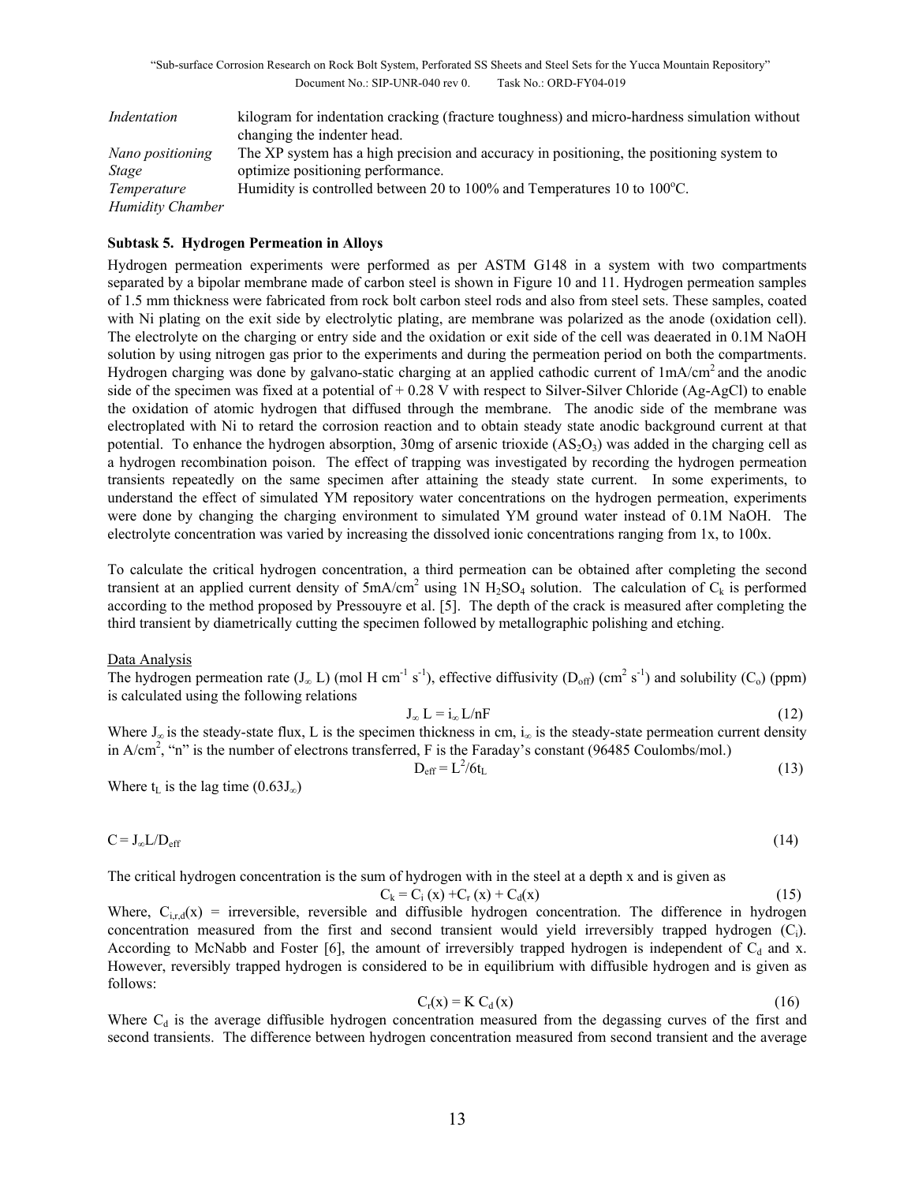| *Indentation* | kilogram for indentation cracking (fracture toughness) and micro-hardness simulation without changing the indenter head. |
|---|---|
| *Nano positioning Stage* | The XP system has a high precision and accuracy in positioning, the positioning system to optimize positioning performance. |
| *Temperature Humidity Chamber* | Humidity is controlled between 20 to 100% and Temperatures 10 to 100°C. |

**Subtask 5. Hydrogen Permeation in Alloys**

Hydrogen permeation experiments were performed as per ASTM G148 in a system with two compartments separated by a bipolar membrane made of carbon steel is shown in Figure 10 and 11. Hydrogen permeation samples of 1.5 mm thickness were fabricated from rock bolt carbon steel rods and also from steel sets. These samples, coated with Ni plating on the exit side by electrolytic plating, are membrane was polarized as the anode (oxidation cell). The electrolyte on the charging or entry side and the oxidation or exit side of the cell was deaerated in 0.1M NaOH solution by using nitrogen gas prior to the experiments and during the permeation period on both the compartments. Hydrogen charging was done by galvano-static charging at an applied cathodic current of $1mA/cm^2$ and the anodic side of the specimen was fixed at a potential of + 0.28 V with respect to Silver-Silver Chloride (Ag-AgCl) to enable the oxidation of atomic hydrogen that diffused through the membrane. The anodic side of the membrane was electroplated with Ni to retard the corrosion reaction and to obtain steady state anodic background current at that potential. To enhance the hydrogen absorption, 30mg of arsenic trioxide ($AS_2O_3$) was added in the charging cell as a hydrogen recombination poison. The effect of trapping was investigated by recording the hydrogen permeation transients repeatedly on the same specimen after attaining the steady state current. In some experiments, to understand the effect of simulated YM repository water concentrations on the hydrogen permeation, experiments were done by changing the charging environment to simulated YM ground water instead of 0.1M NaOH. The electrolyte concentration was varied by increasing the dissolved ionic concentrations ranging from 1x, to 100x.

To calculate the critical hydrogen concentration, a third permeation can be obtained after completing the second transient at an applied current density of $5mA/cm^2$ using 1N $H_2SO_4$ solution. The calculation of $C_k$ is performed according to the method proposed by Pressouyre et al. [5]. The depth of the crack is measured after completing the third transient by diametrically cutting the specimen followed by metallographic polishing and etching.

Data Analysis

The hydrogen permeation rate ($J_\infty L$) (mol H $cm^{-1}$ $s^{-1}$), effective diffusivity ($D_{eff}$) ($cm^2$ $s^{-1}$) and solubility ($C_o$) (ppm) is calculated using the following relations

$$J_\infty L = i_\infty L/nF \tag{12}$$

Where $J_\infty$ is the steady-state flux, L is the specimen thickness in cm, $i_\infty$ is the steady-state permeation current density in $A/cm^2$, "n" is the number of electrons transferred, F is the Faraday's constant (96485 Coulombs/mol.)

$$D_{eff} = L^2/6t_L \tag{13}$$

Where $t_L$ is the lag time ($0.63J_\infty$)

$$C = J_\infty L/D_{eff} \tag{14}$$

The critical hydrogen concentration is the sum of hydrogen with in the steel at a depth x and is given as

$$C_k = C_i (x) + C_r (x) + C_d(x) \tag{15}$$

Where, $C_{i,r,d}(x)$ = irreversible, reversible and diffusible hydrogen concentration. The difference in hydrogen concentration measured from the first and second transient would yield irreversibly trapped hydrogen ($C_i$). According to McNabb and Foster [6], the amount of irreversibly trapped hydrogen is independent of $C_d$ and x. However, reversibly trapped hydrogen is considered to be in equilibrium with diffusible hydrogen and is given as follows:

$$C_r(x) = K\, C_d (x) \tag{16}$$

Where $C_d$ is the average diffusible hydrogen concentration measured from the degassing curves of the first and second transients. The difference between hydrogen concentration measured from second transient and the average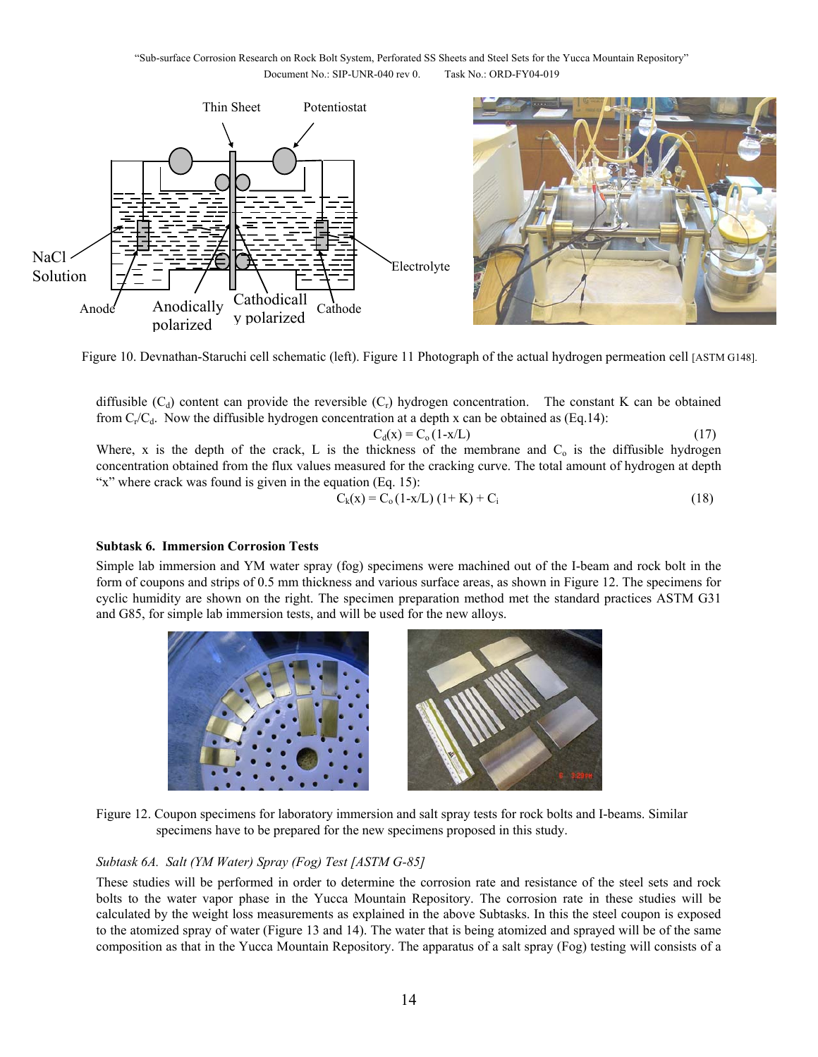Figure 10. Devnathan-Staruchi cell schematic (left). Figure 11 Photograph of the actual hydrogen permeation cell [ASTM G148].

diffusible ($C_d$) content can provide the reversible ($C_r$) hydrogen concentration. The constant K can be obtained from $C_r/C_d$. Now the diffusible hydrogen concentration at a depth x can be obtained as (Eq.14):

$$C_d(x) = C_o\,(1\text{-}x/L) \qquad (17)$$

Where, x is the depth of the crack, L is the thickness of the membrane and $C_o$ is the diffusible hydrogen concentration obtained from the flux values measured for the cracking curve. The total amount of hydrogen at depth "x" where crack was found is given in the equation (Eq. 15):

$$C_k(x) = C_o\,(1\text{-}x/L)\,(1+ K) + C_i \qquad (18)$$

**Subtask 6. Immersion Corrosion Tests**

Simple lab immersion and YM water spray (fog) specimens were machined out of the I-beam and rock bolt in the form of coupons and strips of 0.5 mm thickness and various surface areas, as shown in Figure 12. The specimens for cyclic humidity are shown on the right. The specimen preparation method met the standard practices ASTM G31 and G85, for simple lab immersion tests, and will be used for the new alloys.

Figure 12. Coupon specimens for laboratory immersion and salt spray tests for rock bolts and I-beams. Similar specimens have to be prepared for the new specimens proposed in this study.

*Subtask 6A. Salt (YM Water) Spray (Fog) Test [ASTM G-85]*

These studies will be performed in order to determine the corrosion rate and resistance of the steel sets and rock bolts to the water vapor phase in the Yucca Mountain Repository. The corrosion rate in these studies will be calculated by the weight loss measurements as explained in the above Subtasks. In this the steel coupon is exposed to the atomized spray of water (Figure 13 and 14). The water that is being atomized and sprayed will be of the same composition as that in the Yucca Mountain Repository. The apparatus of a salt spray (Fog) testing will consists of a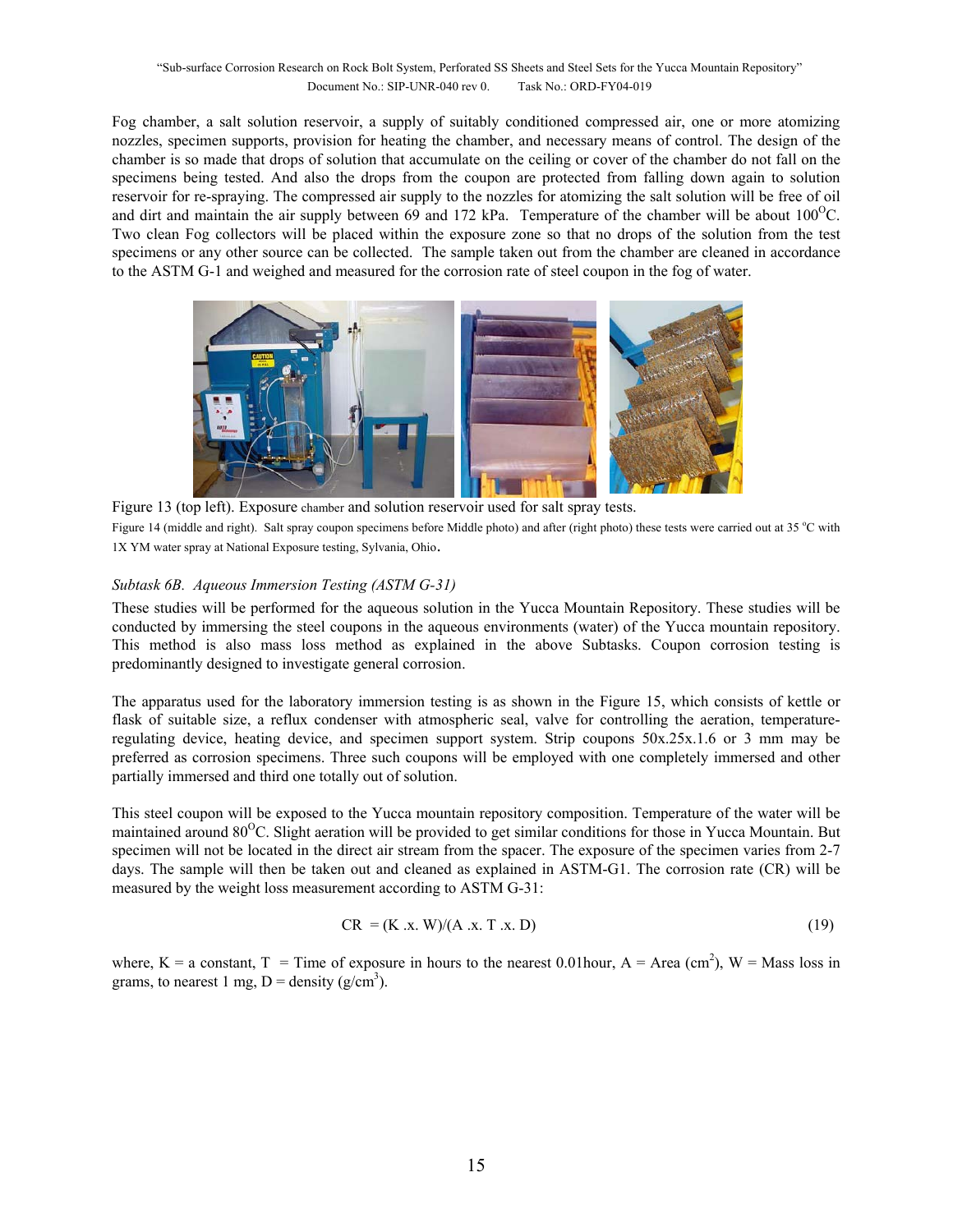Fog chamber, a salt solution reservoir, a supply of suitably conditioned compressed air, one or more atomizing nozzles, specimen supports, provision for heating the chamber, and necessary means of control. The design of the chamber is so made that drops of solution that accumulate on the ceiling or cover of the chamber do not fall on the specimens being tested. And also the drops from the coupon are protected from falling down again to solution reservoir for re-spraying. The compressed air supply to the nozzles for atomizing the salt solution will be free of oil and dirt and maintain the air supply between 69 and 172 kPa. Temperature of the chamber will be about 100$^{O}$C. Two clean Fog collectors will be placed within the exposure zone so that no drops of the solution from the test specimens or any other source can be collected. The sample taken out from the chamber are cleaned in accordance to the ASTM G-1 and weighed and measured for the corrosion rate of steel coupon in the fog of water.

Figure 13 (top left). Exposure chamber and solution reservoir used for salt spray tests.

Figure 14 (middle and right). Salt spray coupon specimens before Middle photo) and after (right photo) these tests were carried out at 35 $^{o}$C with 1X YM water spray at National Exposure testing, Sylvania, Ohio.

*Subtask 6B. Aqueous Immersion Testing (ASTM G-31)*

These studies will be performed for the aqueous solution in the Yucca Mountain Repository. These studies will be conducted by immersing the steel coupons in the aqueous environments (water) of the Yucca mountain repository. This method is also mass loss method as explained in the above Subtasks. Coupon corrosion testing is predominantly designed to investigate general corrosion.

The apparatus used for the laboratory immersion testing is as shown in the Figure 15, which consists of kettle or flask of suitable size, a reflux condenser with atmospheric seal, valve for controlling the aeration, temperature-regulating device, heating device, and specimen support system. Strip coupons 50x.25x.1.6 or 3 mm may be preferred as corrosion specimens. Three such coupons will be employed with one completely immersed and other partially immersed and third one totally out of solution.

This steel coupon will be exposed to the Yucca mountain repository composition. Temperature of the water will be maintained around 80$^{O}$C. Slight aeration will be provided to get similar conditions for those in Yucca Mountain. But specimen will not be located in the direct air stream from the spacer. The exposure of the specimen varies from 2-7 days. The sample will then be taken out and cleaned as explained in ASTM-G1. The corrosion rate (CR) will be measured by the weight loss measurement according to ASTM G-31:

$$CR = (K \times W)/(A \times T \times D) \tag{19}$$

where, K = a constant, T = Time of exposure in hours to the nearest 0.01hour, A = Area (cm$^{2}$), W = Mass loss in grams, to nearest 1 mg, D = density (g/cm$^{3}$).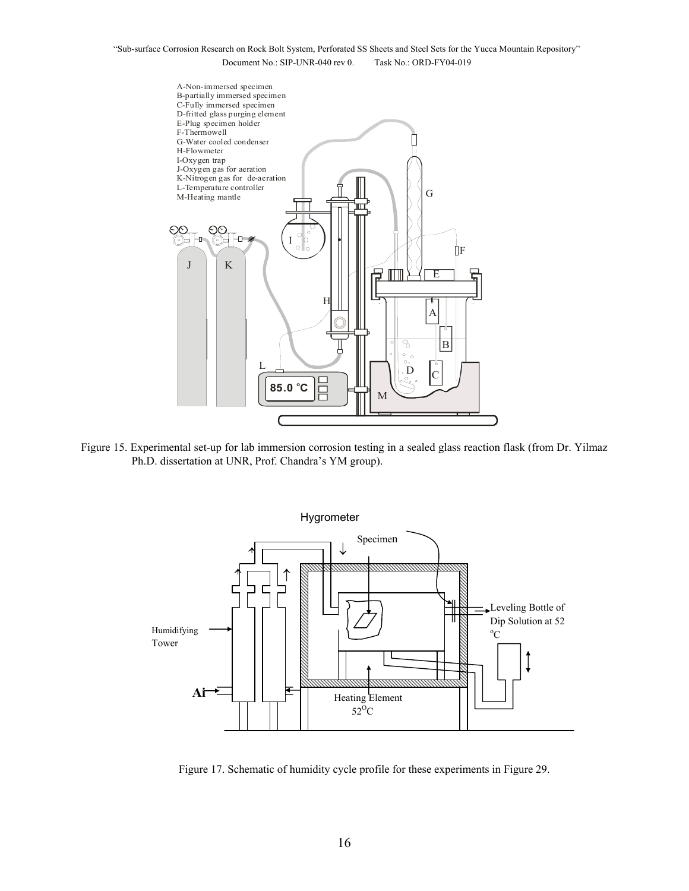A-Non-immersed specimen
B-partially immersed specimen
C-Fully immersed specimen
D-fritted glass purging element
E-Plug specimen holder
F-Thermowell
G-Water cooled condenser
H-Flowmeter
I-Oxygen trap
J-Oxygen gas for aeration
K-Nitrogen gas for de-aeration
L-Temperature controller
M-Heating mantle

85.0 °C

Figure 15. Experimental set-up for lab immersion corrosion testing in a sealed glass reaction flask (from Dr. Yilmaz Ph.D. dissertation at UNR, Prof. Chandra's YM group).

Hygrometer

Specimen

Humidifying Tower

Air

Leveling Bottle of Dip Solution at 52 °C

Heating Element 52°C

Figure 17. Schematic of humidity cycle profile for these experiments in Figure 29.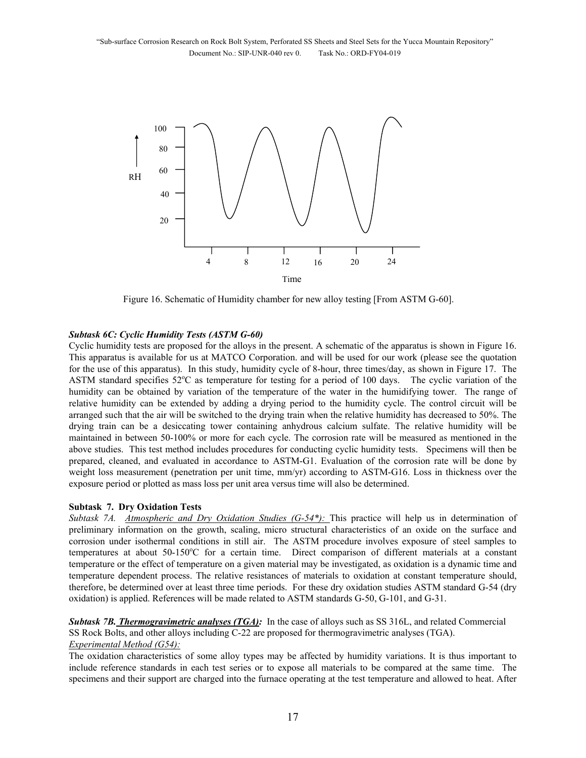Figure 16. Schematic of Humidity chamber for new alloy testing [From ASTM G-60].

***Subtask 6C: Cyclic Humidity Tests (ASTM G-60)***

Cyclic humidity tests are proposed for the alloys in the present. A schematic of the apparatus is shown in Figure 16. This apparatus is available for us at MATCO Corporation. and will be used for our work (please see the quotation for the use of this apparatus). In this study, humidity cycle of 8-hour, three times/day, as shown in Figure 17. The ASTM standard specifies 52$^{o}$C as temperature for testing for a period of 100 days. The cyclic variation of the humidity can be obtained by variation of the temperature of the water in the humidifying tower. The range of relative humidity can be extended by adding a drying period to the humidity cycle. The control circuit will be arranged such that the air will be switched to the drying train when the relative humidity has decreased to 50%. The drying train can be a desiccating tower containing anhydrous calcium sulfate. The relative humidity will be maintained in between 50-100% or more for each cycle. The corrosion rate will be measured as mentioned in the above studies. This test method includes procedures for conducting cyclic humidity tests. Specimens will then be prepared, cleaned, and evaluated in accordance to ASTM-G1. Evaluation of the corrosion rate will be done by weight loss measurement (penetration per unit time, mm/yr) according to ASTM-G16. Loss in thickness over the exposure period or plotted as mass loss per unit area versus time will also be determined.

**Subtask 7. Dry Oxidation Tests**

*Subtask 7A. Atmospheric and Dry Oxidation Studies (G-54*):* This practice will help us in determination of preliminary information on the growth, scaling, micro structural characteristics of an oxide on the surface and corrosion under isothermal conditions in still air. The ASTM procedure involves exposure of steel samples to temperatures at about 50-150$^{o}$C for a certain time. Direct comparison of different materials at a constant temperature or the effect of temperature on a given material may be investigated, as oxidation is a dynamic time and temperature dependent process. The relative resistances of materials to oxidation at constant temperature should, therefore, be determined over at least three time periods. For these dry oxidation studies ASTM standard G-54 (dry oxidation) is applied. References will be made related to ASTM standards G-50, G-101, and G-31.

***Subtask 7B. Thermogravimetric analyses (TGA):*** In the case of alloys such as SS 316L, and related Commercial SS Rock Bolts, and other alloys including C-22 are proposed for thermogravimetric analyses (TGA).

*Experimental Method (G54):*

The oxidation characteristics of some alloy types may be affected by humidity variations. It is thus important to include reference standards in each test series or to expose all materials to be compared at the same time. The specimens and their support are charged into the furnace operating at the test temperature and allowed to heat. After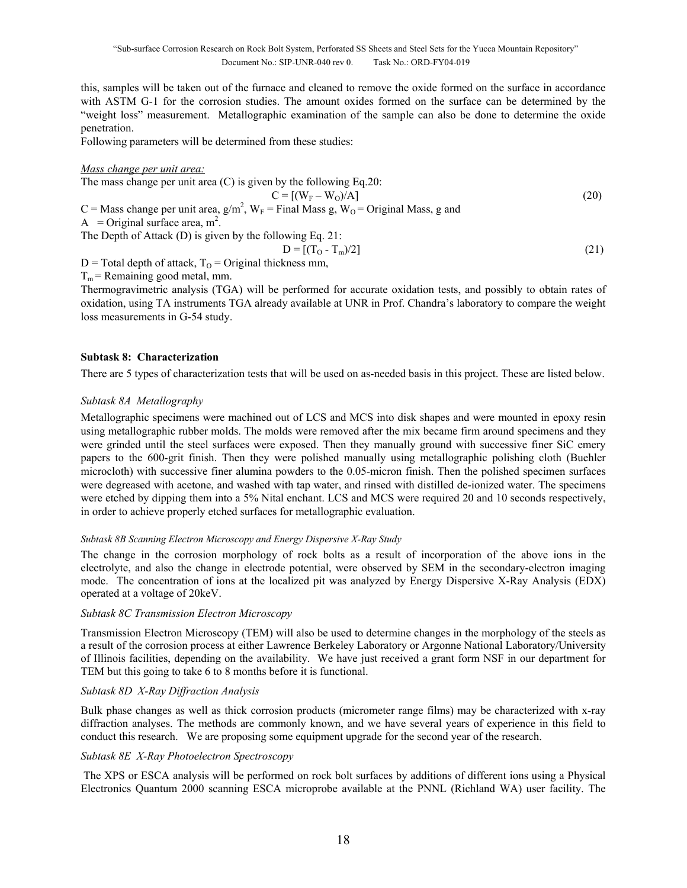this, samples will be taken out of the furnace and cleaned to remove the oxide formed on the surface in accordance with ASTM G-1 for the corrosion studies. The amount oxides formed on the surface can be determined by the "weight loss" measurement. Metallographic examination of the sample can also be done to determine the oxide penetration.

Following parameters will be determined from these studies:

*Mass change per unit area:*

The mass change per unit area (C) is given by the following Eq.20:

$$C = [(W_F - W_O)/A] \tag{20}$$

C = Mass change per unit area, $g/m^2$, $W_F$ = Final Mass g, $W_O$ = Original Mass, g and A = Original surface area, $m^2$.

The Depth of Attack (D) is given by the following Eq. 21:

$$D = [(T_O - T_m)/2] \tag{21}$$

D = Total depth of attack, $T_O$ = Original thickness mm,

$T_m$ = Remaining good metal, mm.

Thermogravimetric analysis (TGA) will be performed for accurate oxidation tests, and possibly to obtain rates of oxidation, using TA instruments TGA already available at UNR in Prof. Chandra's laboratory to compare the weight loss measurements in G-54 study.

**Subtask 8: Characterization**

There are 5 types of characterization tests that will be used on as-needed basis in this project. These are listed below.

*Subtask 8A Metallography*

Metallographic specimens were machined out of LCS and MCS into disk shapes and were mounted in epoxy resin using metallographic rubber molds. The molds were removed after the mix became firm around specimens and they were grinded until the steel surfaces were exposed. Then they manually ground with successive finer SiC emery papers to the 600-grit finish. Then they were polished manually using metallographic polishing cloth (Buehler microcloth) with successive finer alumina powders to the 0.05-micron finish. Then the polished specimen surfaces were degreased with acetone, and washed with tap water, and rinsed with distilled de-ionized water. The specimens were etched by dipping them into a 5% Nital enchant. LCS and MCS were required 20 and 10 seconds respectively, in order to achieve properly etched surfaces for metallographic evaluation.

*Subtask 8B Scanning Electron Microscopy and Energy Dispersive X-Ray Study*

The change in the corrosion morphology of rock bolts as a result of incorporation of the above ions in the electrolyte, and also the change in electrode potential, were observed by SEM in the secondary-electron imaging mode. The concentration of ions at the localized pit was analyzed by Energy Dispersive X-Ray Analysis (EDX) operated at a voltage of 20keV.

*Subtask 8C Transmission Electron Microscopy*

Transmission Electron Microscopy (TEM) will also be used to determine changes in the morphology of the steels as a result of the corrosion process at either Lawrence Berkeley Laboratory or Argonne National Laboratory/University of Illinois facilities, depending on the availability. We have just received a grant form NSF in our department for TEM but this going to take 6 to 8 months before it is functional.

*Subtask 8D X-Ray Diffraction Analysis*

Bulk phase changes as well as thick corrosion products (micrometer range films) may be characterized with x-ray diffraction analyses. The methods are commonly known, and we have several years of experience in this field to conduct this research. We are proposing some equipment upgrade for the second year of the research.

*Subtask 8E X-Ray Photoelectron Spectroscopy*

The XPS or ESCA analysis will be performed on rock bolt surfaces by additions of different ions using a Physical Electronics Quantum 2000 scanning ESCA microprobe available at the PNNL (Richland WA) user facility. The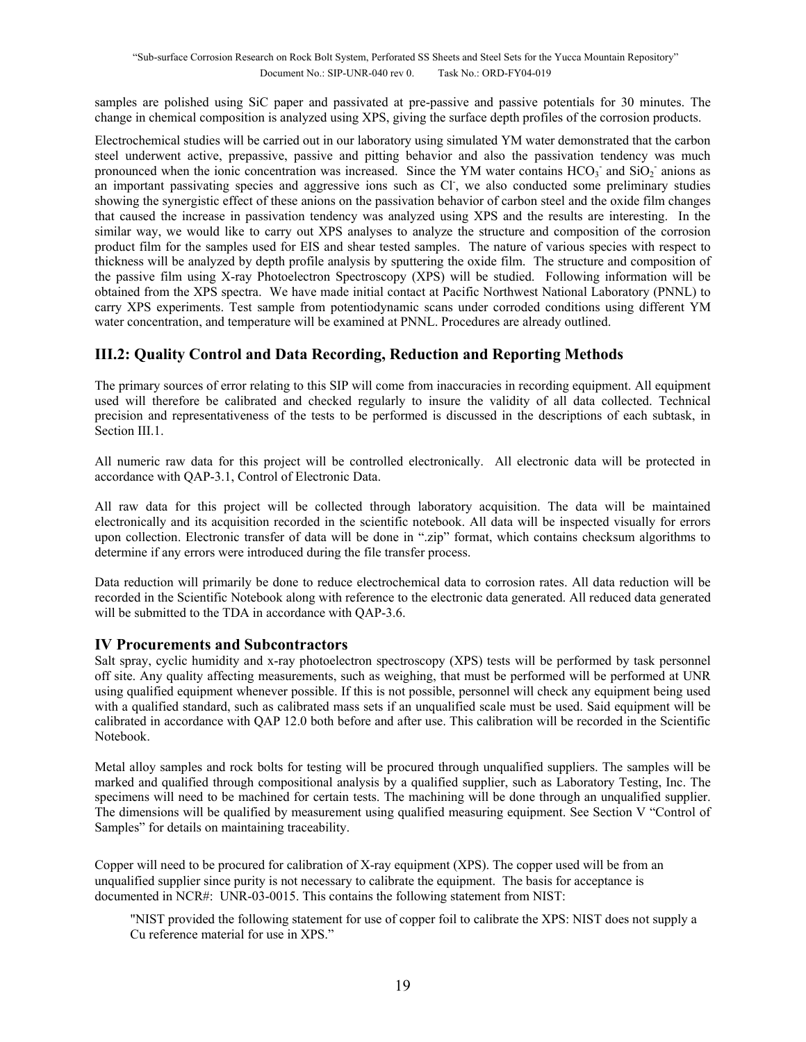samples are polished using SiC paper and passivated at pre-passive and passive potentials for 30 minutes. The change in chemical composition is analyzed using XPS, giving the surface depth profiles of the corrosion products.

Electrochemical studies will be carried out in our laboratory using simulated YM water demonstrated that the carbon steel underwent active, prepassive, passive and pitting behavior and also the passivation tendency was much pronounced when the ionic concentration was increased. Since the YM water contains $HCO_3^-$ and $SiO_2^-$ anions as an important passivating species and aggressive ions such as $Cl^-$, we also conducted some preliminary studies showing the synergistic effect of these anions on the passivation behavior of carbon steel and the oxide film changes that caused the increase in passivation tendency was analyzed using XPS and the results are interesting. In the similar way, we would like to carry out XPS analyses to analyze the structure and composition of the corrosion product film for the samples used for EIS and shear tested samples. The nature of various species with respect to thickness will be analyzed by depth profile analysis by sputtering the oxide film. The structure and composition of the passive film using X-ray Photoelectron Spectroscopy (XPS) will be studied. Following information will be obtained from the XPS spectra. We have made initial contact at Pacific Northwest National Laboratory (PNNL) to carry XPS experiments. Test sample from potentiodynamic scans under corroded conditions using different YM water concentration, and temperature will be examined at PNNL. Procedures are already outlined.

## III.2: Quality Control and Data Recording, Reduction and Reporting Methods

The primary sources of error relating to this SIP will come from inaccuracies in recording equipment. All equipment used will therefore be calibrated and checked regularly to insure the validity of all data collected. Technical precision and representativeness of the tests to be performed is discussed in the descriptions of each subtask, in Section III.1.

All numeric raw data for this project will be controlled electronically. All electronic data will be protected in accordance with QAP-3.1, Control of Electronic Data.

All raw data for this project will be collected through laboratory acquisition. The data will be maintained electronically and its acquisition recorded in the scientific notebook. All data will be inspected visually for errors upon collection. Electronic transfer of data will be done in ".zip" format, which contains checksum algorithms to determine if any errors were introduced during the file transfer process.

Data reduction will primarily be done to reduce electrochemical data to corrosion rates. All data reduction will be recorded in the Scientific Notebook along with reference to the electronic data generated. All reduced data generated will be submitted to the TDA in accordance with QAP-3.6.

## IV Procurements and Subcontractors

Salt spray, cyclic humidity and x-ray photoelectron spectroscopy (XPS) tests will be performed by task personnel off site. Any quality affecting measurements, such as weighing, that must be performed will be performed at UNR using qualified equipment whenever possible. If this is not possible, personnel will check any equipment being used with a qualified standard, such as calibrated mass sets if an unqualified scale must be used. Said equipment will be calibrated in accordance with QAP 12.0 both before and after use. This calibration will be recorded in the Scientific Notebook.

Metal alloy samples and rock bolts for testing will be procured through unqualified suppliers. The samples will be marked and qualified through compositional analysis by a qualified supplier, such as Laboratory Testing, Inc. The specimens will need to be machined for certain tests. The machining will be done through an unqualified supplier. The dimensions will be qualified by measurement using qualified measuring equipment. See Section V "Control of Samples" for details on maintaining traceability.

Copper will need to be procured for calibration of X-ray equipment (XPS). The copper used will be from an unqualified supplier since purity is not necessary to calibrate the equipment. The basis for acceptance is documented in NCR#: UNR-03-0015. This contains the following statement from NIST:

> "NIST provided the following statement for use of copper foil to calibrate the XPS: NIST does not supply a Cu reference material for use in XPS."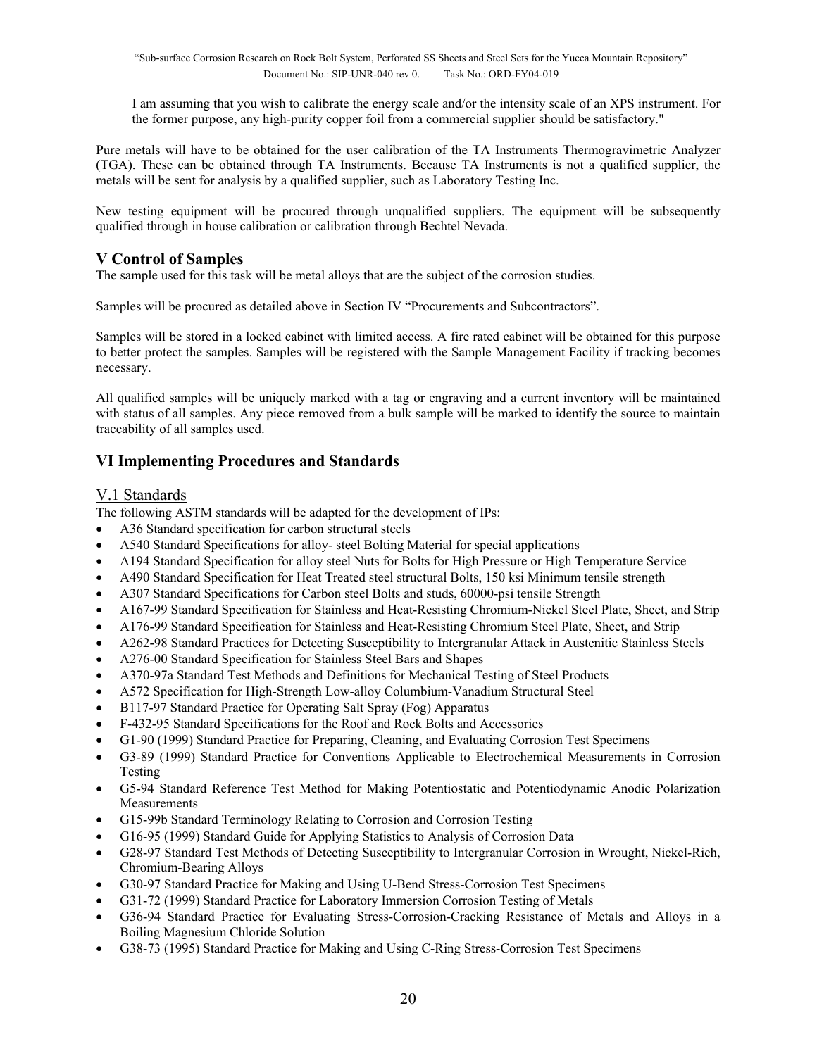I am assuming that you wish to calibrate the energy scale and/or the intensity scale of an XPS instrument. For the former purpose, any high-purity copper foil from a commercial supplier should be satisfactory."

Pure metals will have to be obtained for the user calibration of the TA Instruments Thermogravimetric Analyzer (TGA). These can be obtained through TA Instruments. Because TA Instruments is not a qualified supplier, the metals will be sent for analysis by a qualified supplier, such as Laboratory Testing Inc.

New testing equipment will be procured through unqualified suppliers. The equipment will be subsequently qualified through in house calibration or calibration through Bechtel Nevada.

## V Control of Samples

The sample used for this task will be metal alloys that are the subject of the corrosion studies.

Samples will be procured as detailed above in Section IV "Procurements and Subcontractors".

Samples will be stored in a locked cabinet with limited access. A fire rated cabinet will be obtained for this purpose to better protect the samples. Samples will be registered with the Sample Management Facility if tracking becomes necessary.

All qualified samples will be uniquely marked with a tag or engraving and a current inventory will be maintained with status of all samples. Any piece removed from a bulk sample will be marked to identify the source to maintain traceability of all samples used.

## VI Implementing Procedures and Standards

### V.1 Standards

The following ASTM standards will be adapted for the development of IPs:

- A36 Standard specification for carbon structural steels
- A540 Standard Specifications for alloy- steel Bolting Material for special applications
- A194 Standard Specification for alloy steel Nuts for Bolts for High Pressure or High Temperature Service
- A490 Standard Specification for Heat Treated steel structural Bolts, 150 ksi Minimum tensile strength
- A307 Standard Specifications for Carbon steel Bolts and studs, 60000-psi tensile Strength
- A167-99 Standard Specification for Stainless and Heat-Resisting Chromium-Nickel Steel Plate, Sheet, and Strip
- A176-99 Standard Specification for Stainless and Heat-Resisting Chromium Steel Plate, Sheet, and Strip
- A262-98 Standard Practices for Detecting Susceptibility to Intergranular Attack in Austenitic Stainless Steels
- A276-00 Standard Specification for Stainless Steel Bars and Shapes
- A370-97a Standard Test Methods and Definitions for Mechanical Testing of Steel Products
- A572 Specification for High-Strength Low-alloy Columbium-Vanadium Structural Steel
- B117-97 Standard Practice for Operating Salt Spray (Fog) Apparatus
- F-432-95 Standard Specifications for the Roof and Rock Bolts and Accessories
- G1-90 (1999) Standard Practice for Preparing, Cleaning, and Evaluating Corrosion Test Specimens
- G3-89 (1999) Standard Practice for Conventions Applicable to Electrochemical Measurements in Corrosion Testing
- G5-94 Standard Reference Test Method for Making Potentiostatic and Potentiodynamic Anodic Polarization Measurements
- G15-99b Standard Terminology Relating to Corrosion and Corrosion Testing
- G16-95 (1999) Standard Guide for Applying Statistics to Analysis of Corrosion Data
- G28-97 Standard Test Methods of Detecting Susceptibility to Intergranular Corrosion in Wrought, Nickel-Rich, Chromium-Bearing Alloys
- G30-97 Standard Practice for Making and Using U-Bend Stress-Corrosion Test Specimens
- G31-72 (1999) Standard Practice for Laboratory Immersion Corrosion Testing of Metals
- G36-94 Standard Practice for Evaluating Stress-Corrosion-Cracking Resistance of Metals and Alloys in a Boiling Magnesium Chloride Solution
- G38-73 (1995) Standard Practice for Making and Using C-Ring Stress-Corrosion Test Specimens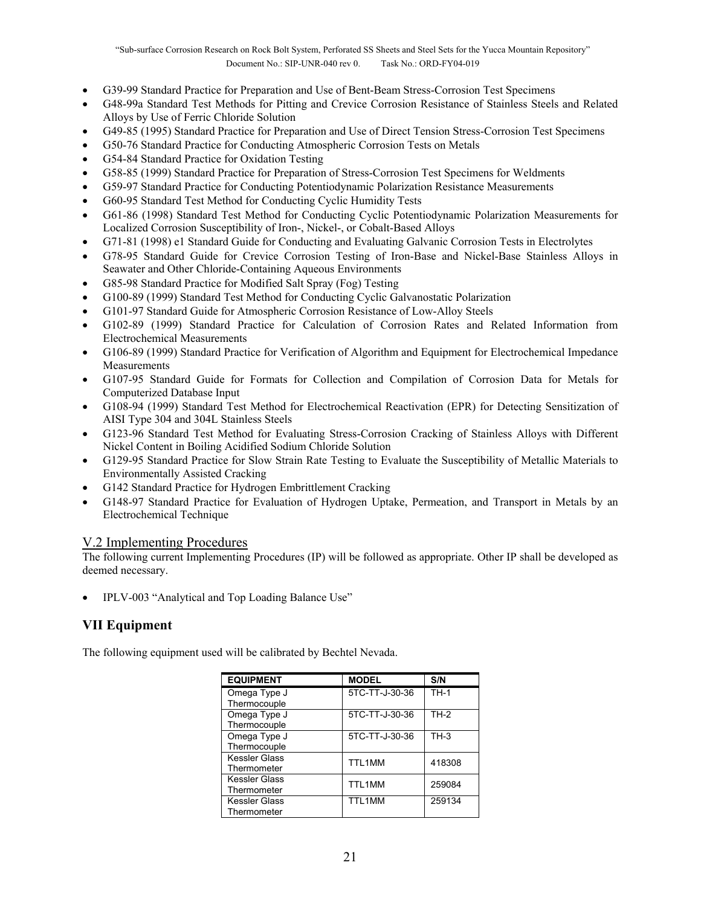- G39-99 Standard Practice for Preparation and Use of Bent-Beam Stress-Corrosion Test Specimens
- G48-99a Standard Test Methods for Pitting and Crevice Corrosion Resistance of Stainless Steels and Related Alloys by Use of Ferric Chloride Solution
- G49-85 (1995) Standard Practice for Preparation and Use of Direct Tension Stress-Corrosion Test Specimens
- G50-76 Standard Practice for Conducting Atmospheric Corrosion Tests on Metals
- G54-84 Standard Practice for Oxidation Testing
- G58-85 (1999) Standard Practice for Preparation of Stress-Corrosion Test Specimens for Weldments
- G59-97 Standard Practice for Conducting Potentiodynamic Polarization Resistance Measurements
- G60-95 Standard Test Method for Conducting Cyclic Humidity Tests
- G61-86 (1998) Standard Test Method for Conducting Cyclic Potentiodynamic Polarization Measurements for Localized Corrosion Susceptibility of Iron-, Nickel-, or Cobalt-Based Alloys
- G71-81 (1998) e1 Standard Guide for Conducting and Evaluating Galvanic Corrosion Tests in Electrolytes
- G78-95 Standard Guide for Crevice Corrosion Testing of Iron-Base and Nickel-Base Stainless Alloys in Seawater and Other Chloride-Containing Aqueous Environments
- G85-98 Standard Practice for Modified Salt Spray (Fog) Testing
- G100-89 (1999) Standard Test Method for Conducting Cyclic Galvanostatic Polarization
- G101-97 Standard Guide for Atmospheric Corrosion Resistance of Low-Alloy Steels
- G102-89 (1999) Standard Practice for Calculation of Corrosion Rates and Related Information from Electrochemical Measurements
- G106-89 (1999) Standard Practice for Verification of Algorithm and Equipment for Electrochemical Impedance Measurements
- G107-95 Standard Guide for Formats for Collection and Compilation of Corrosion Data for Metals for Computerized Database Input
- G108-94 (1999) Standard Test Method for Electrochemical Reactivation (EPR) for Detecting Sensitization of AISI Type 304 and 304L Stainless Steels
- G123-96 Standard Test Method for Evaluating Stress-Corrosion Cracking of Stainless Alloys with Different Nickel Content in Boiling Acidified Sodium Chloride Solution
- G129-95 Standard Practice for Slow Strain Rate Testing to Evaluate the Susceptibility of Metallic Materials to Environmentally Assisted Cracking
- G142 Standard Practice for Hydrogen Embrittlement Cracking
- G148-97 Standard Practice for Evaluation of Hydrogen Uptake, Permeation, and Transport in Metals by an Electrochemical Technique

### V.2 Implementing Procedures

The following current Implementing Procedures (IP) will be followed as appropriate. Other IP shall be developed as deemed necessary.

- IPLV-003 "Analytical and Top Loading Balance Use"

## VII Equipment

The following equipment used will be calibrated by Bechtel Nevada.

| EQUIPMENT | MODEL | S/N |
|---|---|---|
| Omega Type J Thermocouple | 5TC-TT-J-30-36 | TH-1 |
| Omega Type J Thermocouple | 5TC-TT-J-30-36 | TH-2 |
| Omega Type J Thermocouple | 5TC-TT-J-30-36 | TH-3 |
| Kessler Glass Thermometer | TTL1MM | 418308 |
| Kessler Glass Thermometer | TTL1MM | 259084 |
| Kessler Glass Thermometer | TTL1MM | 259134 |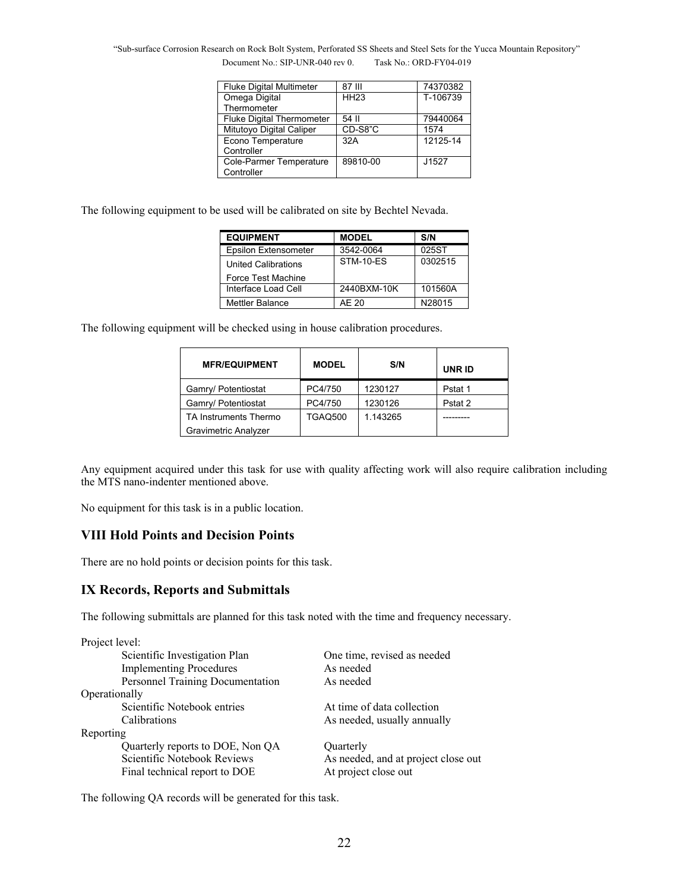| Fluke Digital Multimeter | 87 III | 74370382 |
|---|---|---|
| Omega Digital Thermometer | HH23 | T-106739 |
| Fluke Digital Thermometer | 54 II | 79440064 |
| Mitutoyo Digital Caliper | CD-S8"C | 1574 |
| Econo Temperature Controller | 32A | 12125-14 |
| Cole-Parmer Temperature Controller | 89810-00 | J1527 |

The following equipment to be used will be calibrated on site by Bechtel Nevada.

| EQUIPMENT | MODEL | S/N |
|---|---|---|
| Epsilon Extensometer | 3542-0064 | 025ST |
| United Calibrations Force Test Machine | STM-10-ES | 0302515 |
| Interface Load Cell | 2440BXM-10K | 101560A |
| Mettler Balance | AE 20 | N28015 |

The following equipment will be checked using in house calibration procedures.

| MFR/EQUIPMENT | MODEL | S/N | UNR ID |
|---|---|---|---|
| Gamry/ Potentiostat | PC4/750 | 1230127 | Pstat 1 |
| Gamry/ Potentiostat | PC4/750 | 1230126 | Pstat 2 |
| TA Instruments Thermo Gravimetric Analyzer | TGAQ500 | 1.143265 | --------- |

Any equipment acquired under this task for use with quality affecting work will also require calibration including the MTS nano-indenter mentioned above.

No equipment for this task is in a public location.

## VIII Hold Points and Decision Points

There are no hold points or decision points for this task.

## IX Records, Reports and Submittals

The following submittals are planned for this task noted with the time and frequency necessary.

Project level:

- Scientific Investigation Plan — One time, revised as needed
- Implementing Procedures — As needed
- Personnel Training Documentation — As needed

Operationally

- Scientific Notebook entries — At time of data collection
- Calibrations — As needed, usually annually

Reporting

- Quarterly reports to DOE, Non QA — Quarterly
- Scientific Notebook Reviews — As needed, and at project close out
- Final technical report to DOE — At project close out

The following QA records will be generated for this task.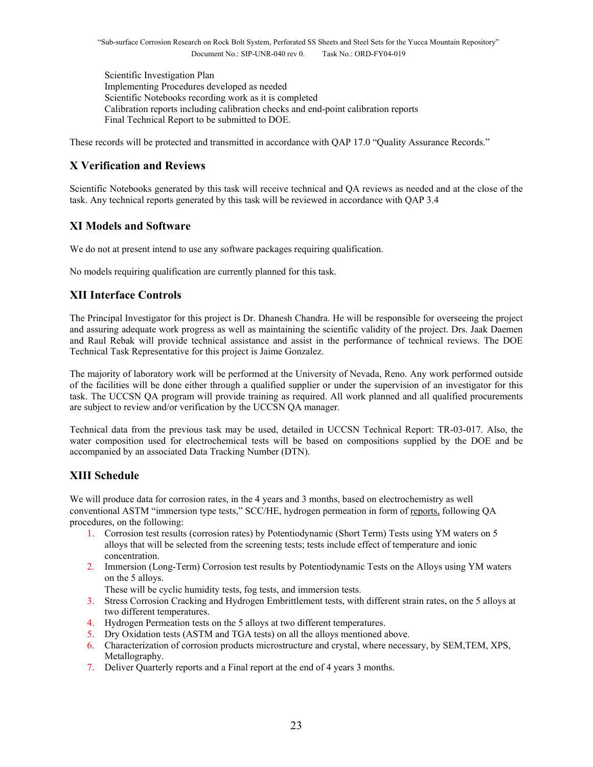Scientific Investigation Plan
Implementing Procedures developed as needed
Scientific Notebooks recording work as it is completed
Calibration reports including calibration checks and end-point calibration reports
Final Technical Report to be submitted to DOE.

These records will be protected and transmitted in accordance with QAP 17.0 "Quality Assurance Records."

## X Verification and Reviews

Scientific Notebooks generated by this task will receive technical and QA reviews as needed and at the close of the task. Any technical reports generated by this task will be reviewed in accordance with QAP 3.4

## XI Models and Software

We do not at present intend to use any software packages requiring qualification.

No models requiring qualification are currently planned for this task.

## XII Interface Controls

The Principal Investigator for this project is Dr. Dhanesh Chandra. He will be responsible for overseeing the project and assuring adequate work progress as well as maintaining the scientific validity of the project. Drs. Jaak Daemen and Raul Rebak will provide technical assistance and assist in the performance of technical reviews. The DOE Technical Task Representative for this project is Jaime Gonzalez.

The majority of laboratory work will be performed at the University of Nevada, Reno. Any work performed outside of the facilities will be done either through a qualified supplier or under the supervision of an investigator for this task. The UCCSN QA program will provide training as required. All work planned and all qualified procurements are subject to review and/or verification by the UCCSN QA manager.

Technical data from the previous task may be used, detailed in UCCSN Technical Report: TR-03-017. Also, the water composition used for electrochemical tests will be based on compositions supplied by the DOE and be accompanied by an associated Data Tracking Number (DTN).

## XIII Schedule

We will produce data for corrosion rates, in the 4 years and 3 months, based on electrochemistry as well conventional ASTM "immersion type tests," SCC/HE, hydrogen permeation in form of reports, following QA procedures, on the following:

1. Corrosion test results (corrosion rates) by Potentiodynamic (Short Term) Tests using YM waters on 5 alloys that will be selected from the screening tests; tests include effect of temperature and ionic concentration.
2. Immersion (Long-Term) Corrosion test results by Potentiodynamic Tests on the Alloys using YM waters on the 5 alloys.
   These will be cyclic humidity tests, fog tests, and immersion tests.
3. Stress Corrosion Cracking and Hydrogen Embrittlement tests, with different strain rates, on the 5 alloys at two different temperatures.
4. Hydrogen Permeation tests on the 5 alloys at two different temperatures.
5. Dry Oxidation tests (ASTM and TGA tests) on all the alloys mentioned above.
6. Characterization of corrosion products microstructure and crystal, where necessary, by SEM,TEM, XPS, Metallography.
7. Deliver Quarterly reports and a Final report at the end of 4 years 3 months.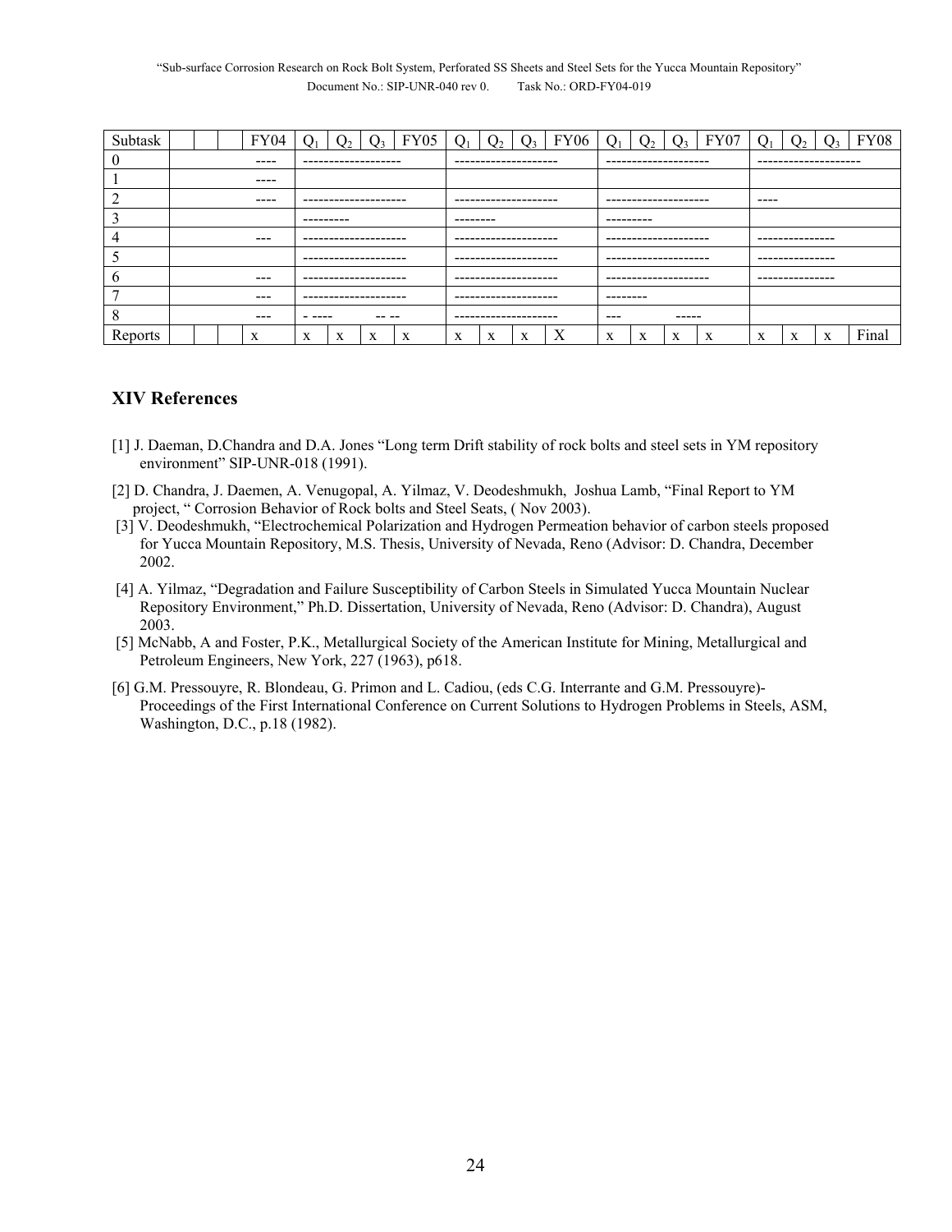| Subtask | | | | FY04 | $Q_1$ | $Q_2$ | $Q_3$ | FY05 | $Q_1$ | $Q_2$ | $Q_3$ | FY06 | $Q_1$ | $Q_2$ | $Q_3$ | FY07 | $Q_1$ | $Q_2$ | $Q_3$ | FY08 |
|---|---|---|---|---|---|---|---|---|---|---|---|---|---|---|---|---|---|---|---|---|
| 0 | | | | ---- | ------------------- | | | | -------------------- | | | | -------------------- | | | | -------------------- | | | |
| 1 | | | | ---- | | | | | | | | | | | | | | | | |
| 2 | | | | ---- | -------------------- | | | | -------------------- | | | | -------------------- | | | | ---- | | | |
| 3 | | | | | --------- | | | | -------- | | | | --------- | | | | | | | |
| 4 | | | | --- | -------------------- | | | | -------------------- | | | | -------------------- | | | | --------------- | | | |
| 5 | | | | | -------------------- | | | | -------------------- | | | | -------------------- | | | | --------------- | | | |
| 6 | | | | --- | -------------------- | | | | -------------------- | | | | -------------------- | | | | --------------- | | | |
| 7 | | | | --- | -------------------- | | | | -------------------- | | | | -------- | | | | | | | |
| 8 | | | | --- | - ---- | | -- -- | | -------------------- | | | | --- | | ----- | | | | | |
| Reports | | | | x | x | x | x | x | x | x | x | X | x | x | x | x | x | x | x | Final |

## XIV References

[1] J. Daeman, D.Chandra and D.A. Jones “Long term Drift stability of rock bolts and steel sets in YM repository environment” SIP-UNR-018 (1991).

[2] D. Chandra, J. Daemen, A. Venugopal, A. Yilmaz, V. Deodeshmukh, Joshua Lamb, “Final Report to YM project, “ Corrosion Behavior of Rock bolts and Steel Seats, ( Nov 2003).

[3] V. Deodeshmukh, “Electrochemical Polarization and Hydrogen Permeation behavior of carbon steels proposed for Yucca Mountain Repository, M.S. Thesis, University of Nevada, Reno (Advisor: D. Chandra, December 2002.

[4] A. Yilmaz, “Degradation and Failure Susceptibility of Carbon Steels in Simulated Yucca Mountain Nuclear Repository Environment,” Ph.D. Dissertation, University of Nevada, Reno (Advisor: D. Chandra), August 2003.

[5] McNabb, A and Foster, P.K., Metallurgical Society of the American Institute for Mining, Metallurgical and Petroleum Engineers, New York, 227 (1963), p618.

[6] G.M. Pressouyre, R. Blondeau, G. Primon and L. Cadiou, (eds C.G. Interrante and G.M. Pressouyre)- Proceedings of the First International Conference on Current Solutions to Hydrogen Problems in Steels, ASM, Washington, D.C., p.18 (1982).